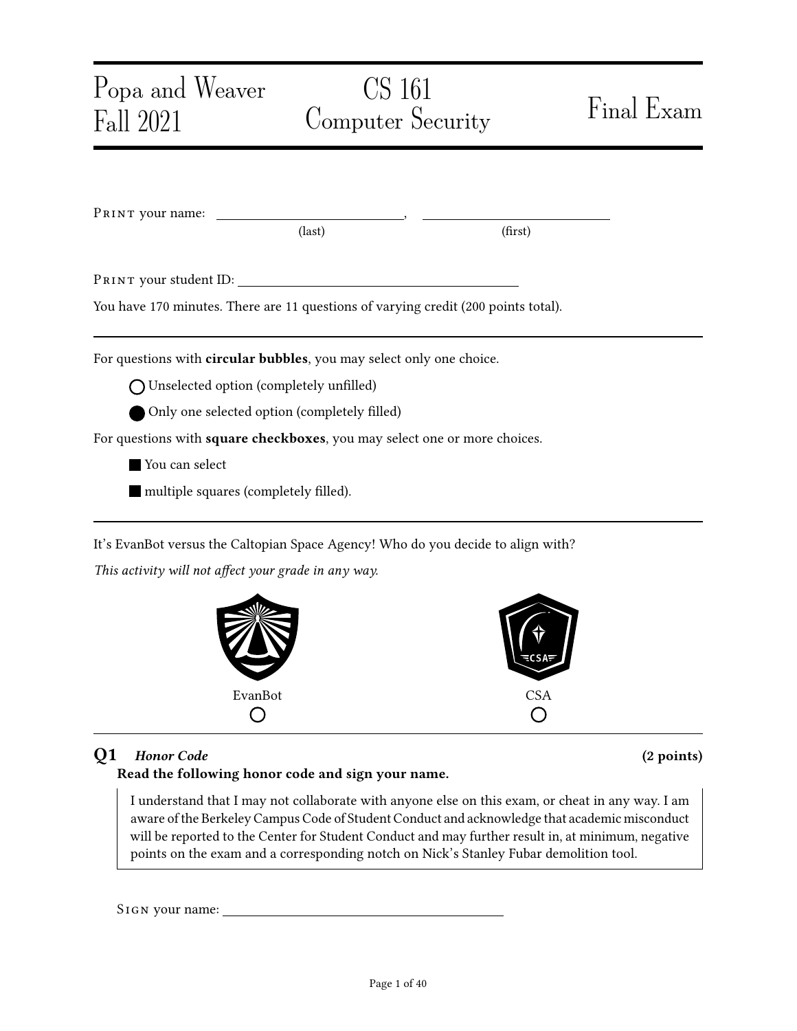# Popa and Weaver Fall 2021 — CS 161 Computer Security — Final Exam

PRINT your name: ______________________, ______________________
(last) (first)

PRINT your student ID: ______________________

You have 170 minutes. There are 11 questions of varying credit (200 points total).

---

For questions with **circular bubbles**, you may select only one choice.

○ Unselected option (completely unfilled)

● Only one selected option (completely filled)

For questions with **square checkboxes**, you may select one or more choices.

■ You can select

■ multiple squares (completely filled).

---

It's EvanBot versus the Caltopian Space Agency! Who do you decide to align with?

*This activity will not affect your grade in any way.*

EvanBot ○ CSA ○

## Q1 *Honor Code* (2 points)

**Read the following honor code and sign your name.**

> I understand that I may not collaborate with anyone else on this exam, or cheat in any way. I am aware of the Berkeley Campus Code of Student Conduct and acknowledge that academic misconduct will be reported to the Center for Student Conduct and may further result in, at minimum, negative points on the exam and a corresponding notch on Nick's Stanley Fubar demolition tool.

SIGN your name: ______________________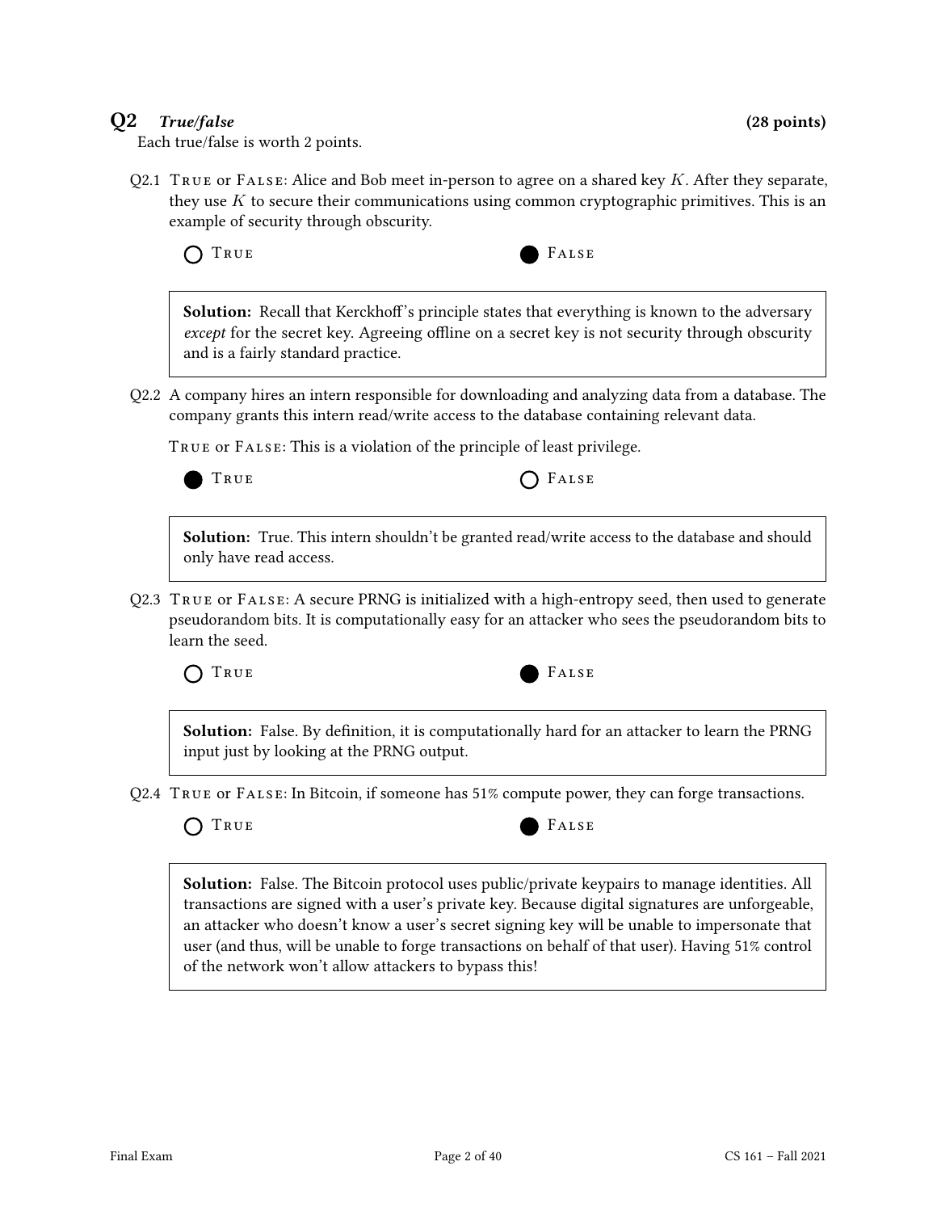## Q2 *True/false* (28 points)

Each true/false is worth 2 points.

Q2.1 TRUE or FALSE: Alice and Bob meet in-person to agree on a shared key $K$. After they separate, they use $K$ to secure their communications using common cryptographic primitives. This is an example of security through obscurity.

○ TRUE ● FALSE

> **Solution:** Recall that Kerckhoff's principle states that everything is known to the adversary *except* for the secret key. Agreeing offline on a secret key is not security through obscurity and is a fairly standard practice.

Q2.2 A company hires an intern responsible for downloading and analyzing data from a database. The company grants this intern read/write access to the database containing relevant data.

TRUE or FALSE: This is a violation of the principle of least privilege.

● TRUE ○ FALSE

> **Solution:** True. This intern shouldn't be granted read/write access to the database and should only have read access.

Q2.3 TRUE or FALSE: A secure PRNG is initialized with a high-entropy seed, then used to generate pseudorandom bits. It is computationally easy for an attacker who sees the pseudorandom bits to learn the seed.

○ TRUE ● FALSE

> **Solution:** False. By definition, it is computationally hard for an attacker to learn the PRNG input just by looking at the PRNG output.

Q2.4 TRUE or FALSE: In Bitcoin, if someone has 51% compute power, they can forge transactions.

○ TRUE ● FALSE

> **Solution:** False. The Bitcoin protocol uses public/private keypairs to manage identities. All transactions are signed with a user's private key. Because digital signatures are unforgeable, an attacker who doesn't know a user's secret signing key will be unable to impersonate that user (and thus, will be unable to forge transactions on behalf of that user). Having 51% control of the network won't allow attackers to bypass this!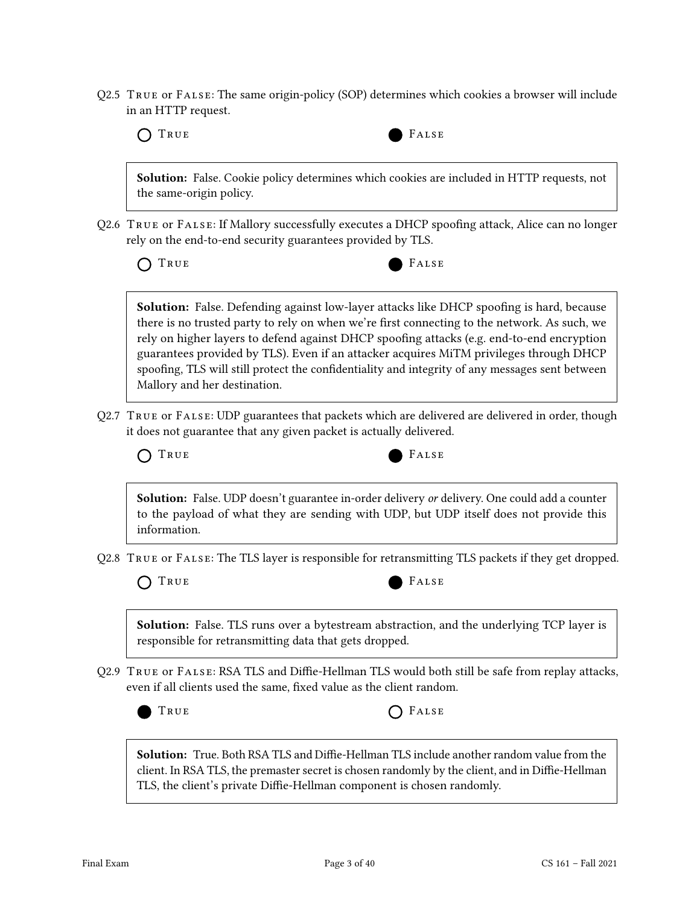Q2.5 TRUE or FALSE: The same origin-policy (SOP) determines which cookies a browser will include in an HTTP request.

○ TRUE ● FALSE

**Solution:** False. Cookie policy determines which cookies are included in HTTP requests, not the same-origin policy.

Q2.6 TRUE or FALSE: If Mallory successfully executes a DHCP spoofing attack, Alice can no longer rely on the end-to-end security guarantees provided by TLS.

○ TRUE ● FALSE

**Solution:** False. Defending against low-layer attacks like DHCP spoofing is hard, because there is no trusted party to rely on when we're first connecting to the network. As such, we rely on higher layers to defend against DHCP spoofing attacks (e.g. end-to-end encryption guarantees provided by TLS). Even if an attacker acquires MiTM privileges through DHCP spoofing, TLS will still protect the confidentiality and integrity of any messages sent between Mallory and her destination.

Q2.7 TRUE or FALSE: UDP guarantees that packets which are delivered are delivered in order, though it does not guarantee that any given packet is actually delivered.

○ TRUE ● FALSE

**Solution:** False. UDP doesn't guarantee in-order delivery *or* delivery. One could add a counter to the payload of what they are sending with UDP, but UDP itself does not provide this information.

Q2.8 TRUE or FALSE: The TLS layer is responsible for retransmitting TLS packets if they get dropped.

○ TRUE ● FALSE

**Solution:** False. TLS runs over a bytestream abstraction, and the underlying TCP layer is responsible for retransmitting data that gets dropped.

Q2.9 TRUE or FALSE: RSA TLS and Diffie-Hellman TLS would both still be safe from replay attacks, even if all clients used the same, fixed value as the client random.

● TRUE ○ FALSE

**Solution:** True. Both RSA TLS and Diffie-Hellman TLS include another random value from the client. In RSA TLS, the premaster secret is chosen randomly by the client, and in Diffie-Hellman TLS, the client's private Diffie-Hellman component is chosen randomly.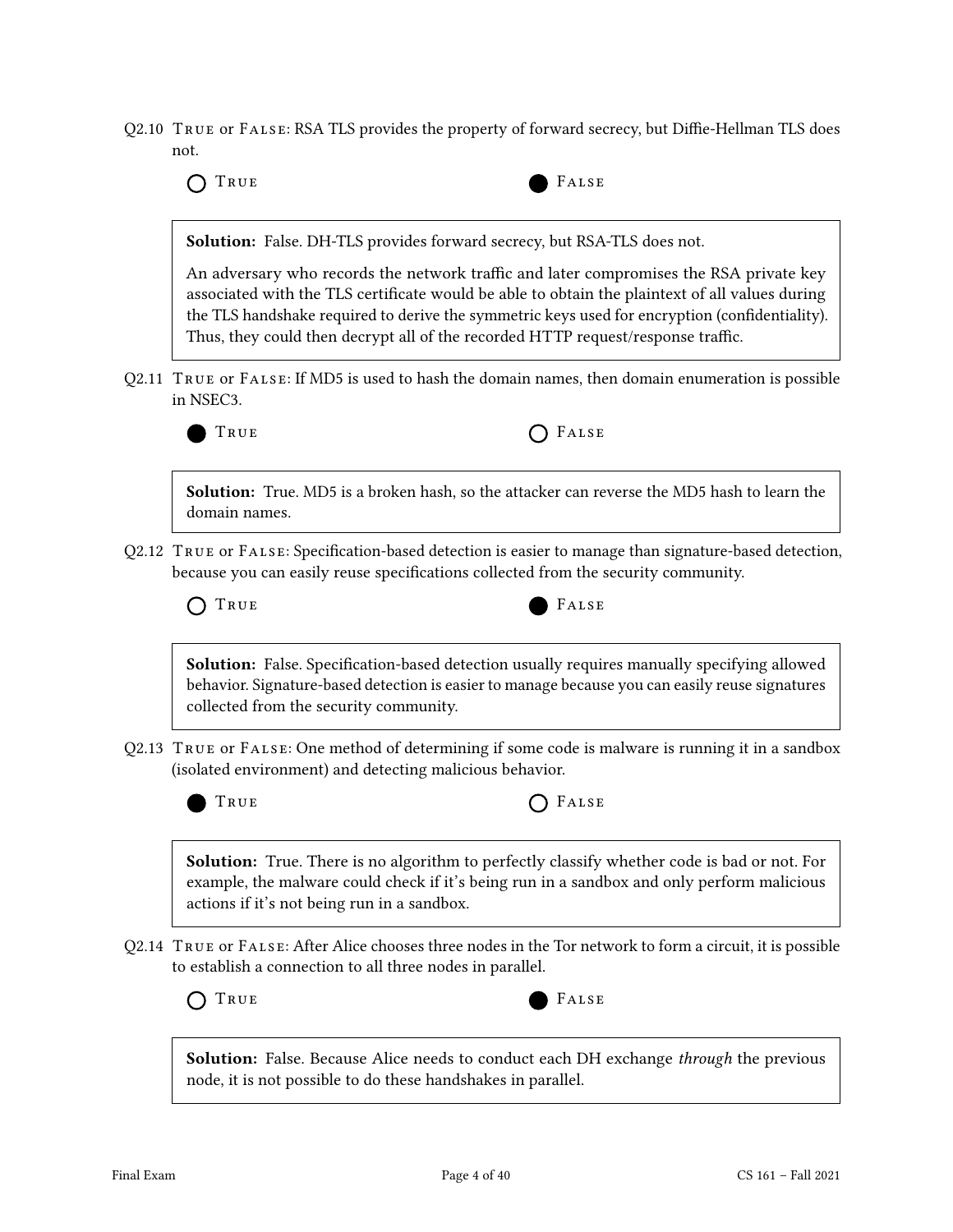Q2.10 True or False: RSA TLS provides the property of forward secrecy, but Diffie-Hellman TLS does not.

○ True ● False

**Solution:** False. DH-TLS provides forward secrecy, but RSA-TLS does not.

An adversary who records the network traffic and later compromises the RSA private key associated with the TLS certificate would be able to obtain the plaintext of all values during the TLS handshake required to derive the symmetric keys used for encryption (confidentiality). Thus, they could then decrypt all of the recorded HTTP request/response traffic.

Q2.11 True or False: If MD5 is used to hash the domain names, then domain enumeration is possible in NSEC3.

● True ○ False

**Solution:** True. MD5 is a broken hash, so the attacker can reverse the MD5 hash to learn the domain names.

Q2.12 True or False: Specification-based detection is easier to manage than signature-based detection, because you can easily reuse specifications collected from the security community.

○ True ● False

**Solution:** False. Specification-based detection usually requires manually specifying allowed behavior. Signature-based detection is easier to manage because you can easily reuse signatures collected from the security community.

Q2.13 True or False: One method of determining if some code is malware is running it in a sandbox (isolated environment) and detecting malicious behavior.

● True ○ False

**Solution:** True. There is no algorithm to perfectly classify whether code is bad or not. For example, the malware could check if it's being run in a sandbox and only perform malicious actions if it's not being run in a sandbox.

Q2.14 True or False: After Alice chooses three nodes in the Tor network to form a circuit, it is possible to establish a connection to all three nodes in parallel.

○ True ● False

**Solution:** False. Because Alice needs to conduct each DH exchange *through* the previous node, it is not possible to do these handshakes in parallel.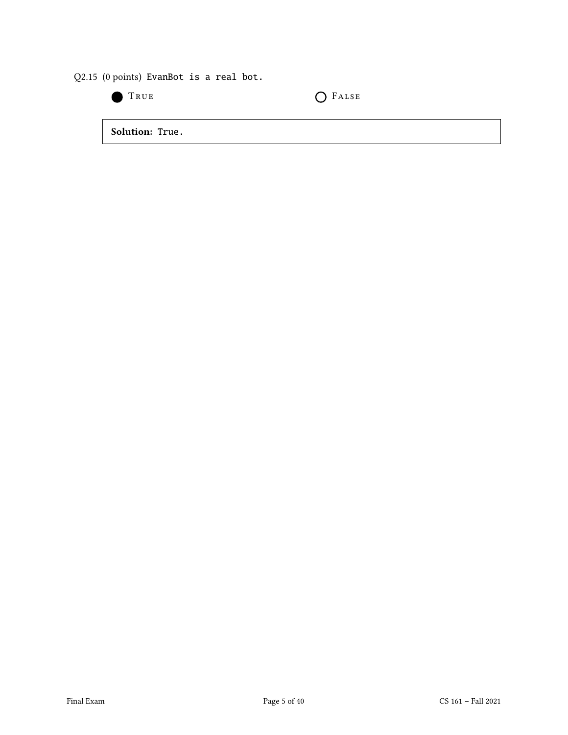Q2.15 (0 points) `EvanBot is a real bot.`

● True ○ False

**Solution:** True.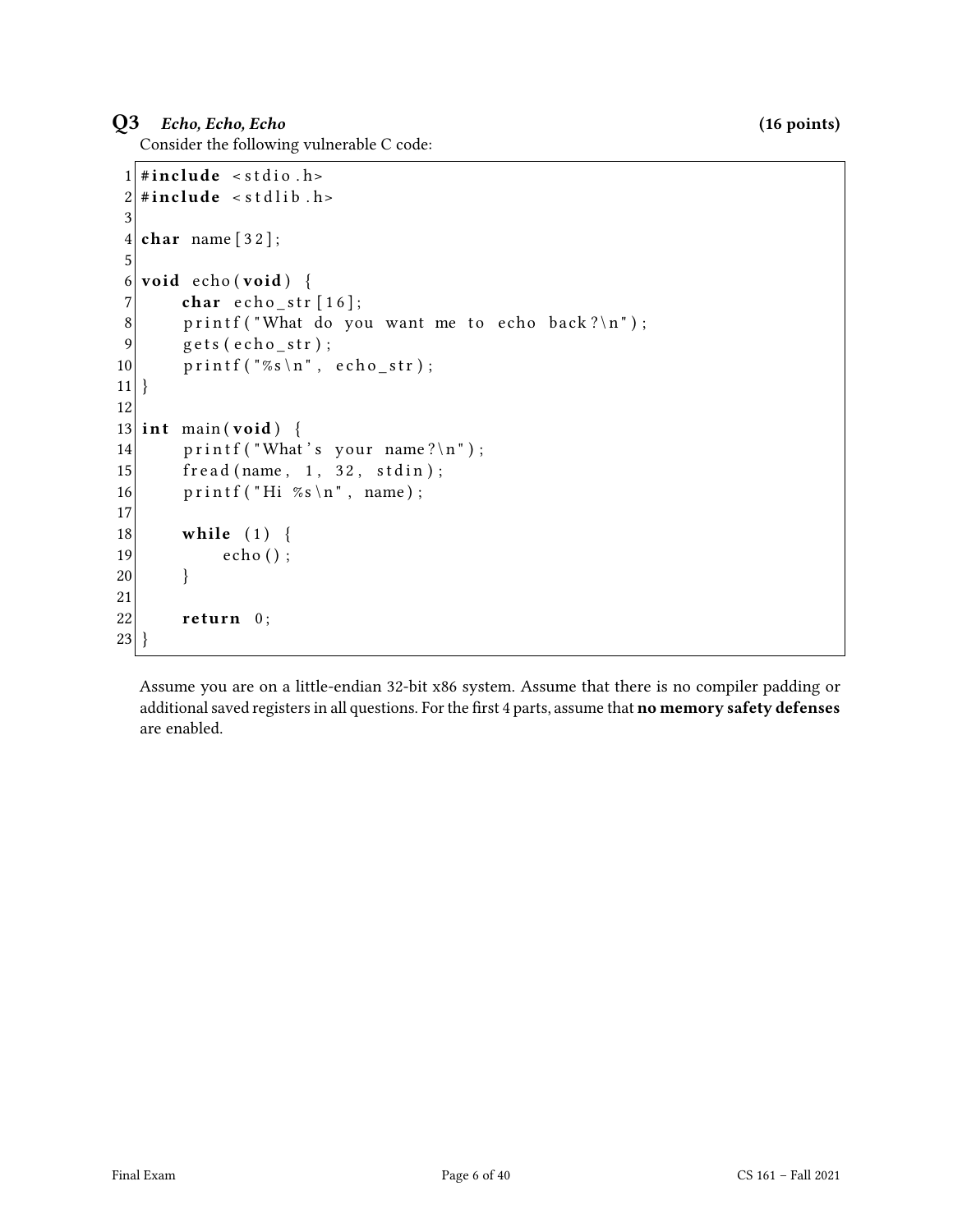## Q3 *Echo, Echo, Echo* (16 points)

Consider the following vulnerable C code:

```c
#include <stdio.h>
#include <stdlib.h>

char name[32];

void echo(void) {
    char echo_str[16];
    printf("What do you want me to echo back?\n");
    gets(echo_str);
    printf("%s\n", echo_str);
}

int main(void) {
    printf("What's your name?\n");
    fread(name, 1, 32, stdin);
    printf("Hi %s\n", name);

    while (1) {
        echo();
    }

    return 0;
}
```

Assume you are on a little-endian 32-bit x86 system. Assume that there is no compiler padding or additional saved registers in all questions. For the first 4 parts, assume that **no memory safety defenses** are enabled.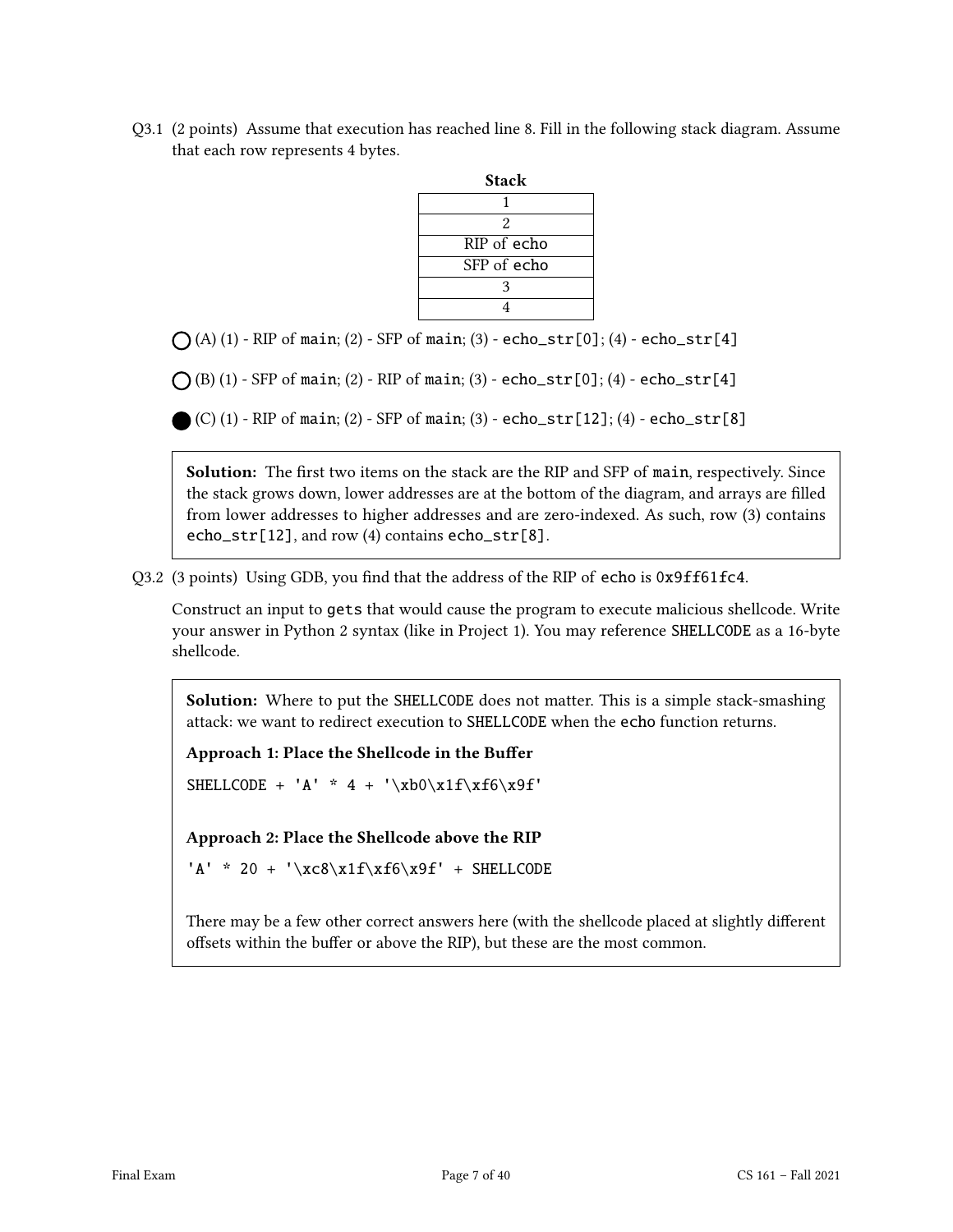Q3.1 (2 points) Assume that execution has reached line 8. Fill in the following stack diagram. Assume that each row represents 4 bytes.

| Stack |
| --- |
| 1 |
| 2 |
| RIP of echo |
| SFP of echo |
| 3 |
| 4 |

○ (A) (1) - RIP of main; (2) - SFP of main; (3) - echo_str[0]; (4) - echo_str[4]

○ (B) (1) - SFP of main; (2) - RIP of main; (3) - echo_str[0]; (4) - echo_str[4]

● (C) (1) - RIP of main; (2) - SFP of main; (3) - echo_str[12]; (4) - echo_str[8]

**Solution:** The first two items on the stack are the RIP and SFP of main, respectively. Since the stack grows down, lower addresses are at the bottom of the diagram, and arrays are filled from lower addresses to higher addresses and are zero-indexed. As such, row (3) contains echo_str[12], and row (4) contains echo_str[8].

Q3.2 (3 points) Using GDB, you find that the address of the RIP of echo is 0x9ff61fc4.

Construct an input to gets that would cause the program to execute malicious shellcode. Write your answer in Python 2 syntax (like in Project 1). You may reference SHELLCODE as a 16-byte shellcode.

**Solution:** Where to put the SHELLCODE does not matter. This is a simple stack-smashing attack: we want to redirect execution to SHELLCODE when the echo function returns.

**Approach 1: Place the Shellcode in the Buffer**

```
SHELLCODE + 'A' * 4 + '\xb0\x1f\xf6\x9f'
```

**Approach 2: Place the Shellcode above the RIP**

```
'A' * 20 + '\xc8\x1f\xf6\x9f' + SHELLCODE
```

There may be a few other correct answers here (with the shellcode placed at slightly different offsets within the buffer or above the RIP), but these are the most common.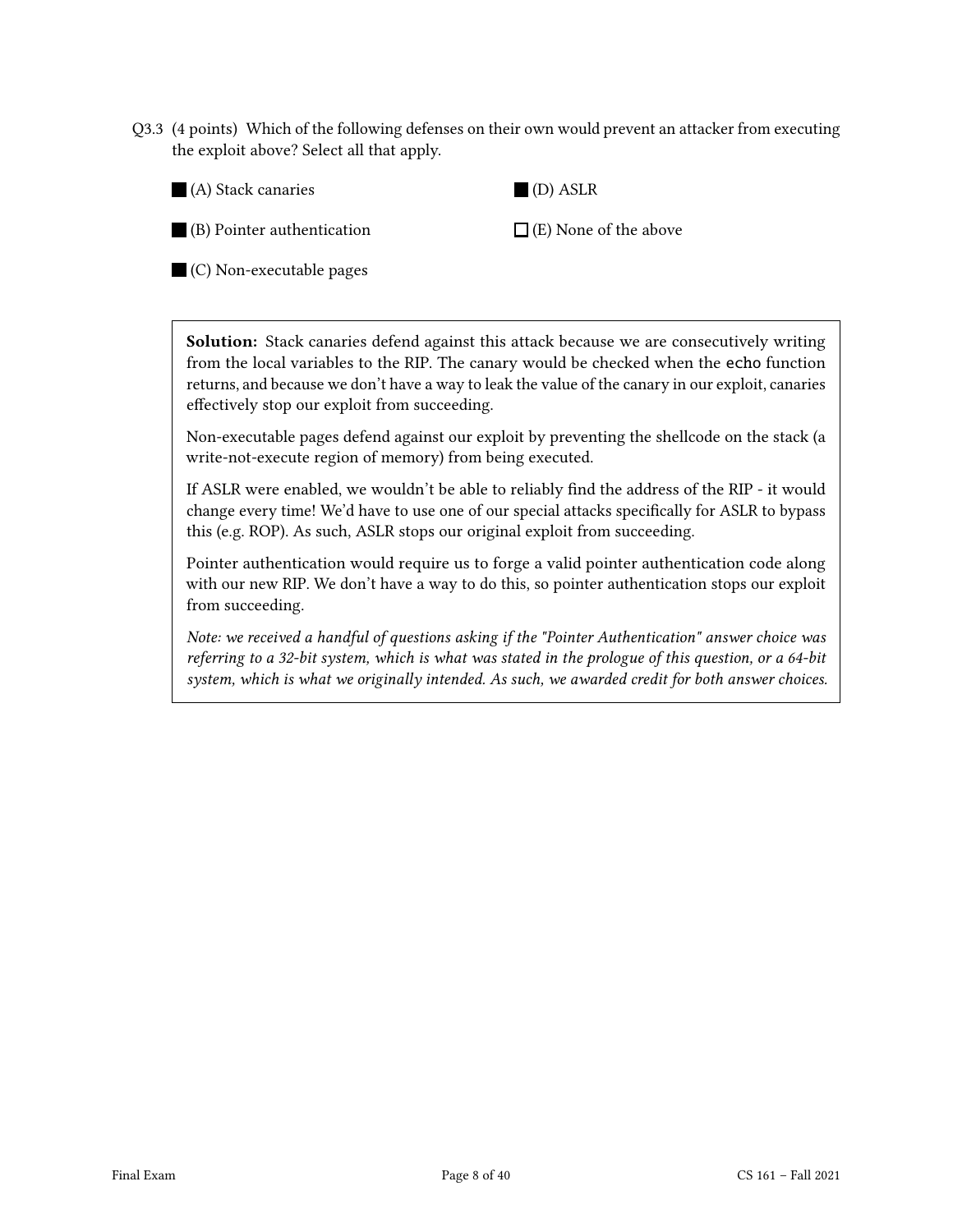Q3.3 (4 points) Which of the following defenses on their own would prevent an attacker from executing the exploit above? Select all that apply.

■ (A) Stack canaries

■ (B) Pointer authentication

■ (C) Non-executable pages

■ (D) ASLR

☐ (E) None of the above

**Solution:** Stack canaries defend against this attack because we are consecutively writing from the local variables to the RIP. The canary would be checked when the `echo` function returns, and because we don't have a way to leak the value of the canary in our exploit, canaries effectively stop our exploit from succeeding.

Non-executable pages defend against our exploit by preventing the shellcode on the stack (a write-not-execute region of memory) from being executed.

If ASLR were enabled, we wouldn't be able to reliably find the address of the RIP - it would change every time! We'd have to use one of our special attacks specifically for ASLR to bypass this (e.g. ROP). As such, ASLR stops our original exploit from succeeding.

Pointer authentication would require us to forge a valid pointer authentication code along with our new RIP. We don't have a way to do this, so pointer authentication stops our exploit from succeeding.

*Note: we received a handful of questions asking if the "Pointer Authentication" answer choice was referring to a 32-bit system, which is what was stated in the prologue of this question, or a 64-bit system, which is what we originally intended. As such, we awarded credit for both answer choices.*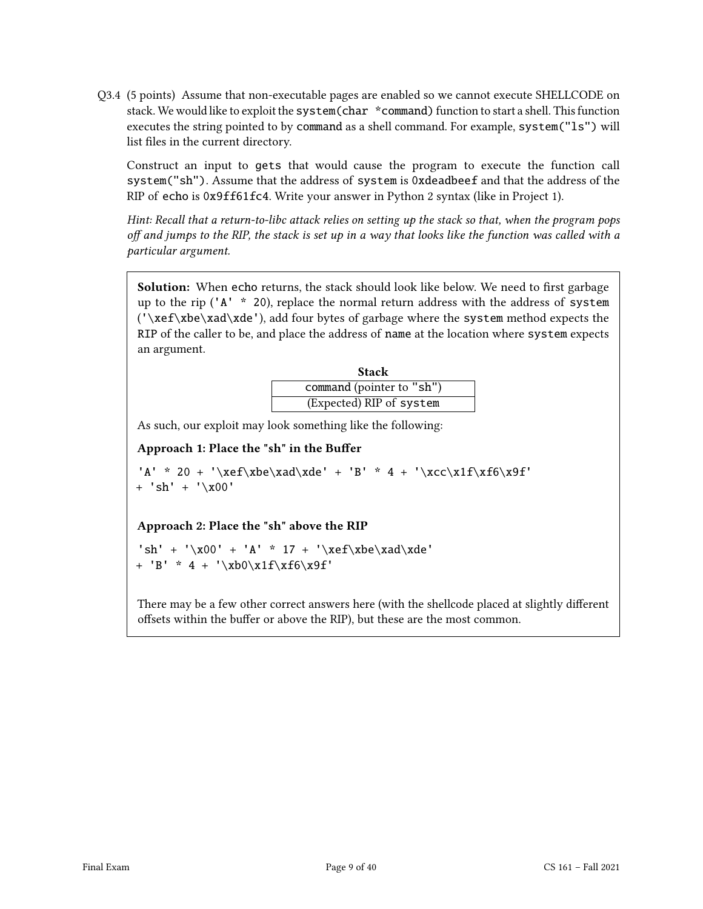Q3.4 (5 points) Assume that non-executable pages are enabled so we cannot execute SHELLCODE on stack. We would like to exploit the `system(char *command)` function to start a shell. This function executes the string pointed to by `command` as a shell command. For example, `system("ls")` will list files in the current directory.

Construct an input to `gets` that would cause the program to execute the function call `system("sh")`. Assume that the address of `system` is `0xdeadbeef` and that the address of the RIP of `echo` is `0x9ff61fc4`. Write your answer in Python 2 syntax (like in Project 1).

*Hint: Recall that a return-to-libc attack relies on setting up the stack so that, when the program pops off and jumps to the RIP, the stack is set up in a way that looks like the function was called with a particular argument.*

**Solution:** When `echo` returns, the stack should look like below. We need to first garbage up to the rip (`'A' * 20`), replace the normal return address with the address of `system` (`'\xef\xbe\xad\xde'`), add four bytes of garbage where the `system` method expects the RIP of the caller to be, and place the address of `name` at the location where `system` expects an argument.

| **Stack** |
| --- |
| `command` (pointer to `"sh"`) |
| (Expected) RIP of `system` |

As such, our exploit may look something like the following:

**Approach 1: Place the "sh" in the Buffer**

```
'A' * 20 + '\xef\xbe\xad\xde' + 'B' * 4 + '\xcc\x1f\xf6\x9f'
+ 'sh' + '\x00'
```

**Approach 2: Place the "sh" above the RIP**

```
'sh' + '\x00' + 'A' * 17 + '\xef\xbe\xad\xde'
+ 'B' * 4 + '\xb0\x1f\xf6\x9f'
```

There may be a few other correct answers here (with the shellcode placed at slightly different offsets within the buffer or above the RIP), but these are the most common.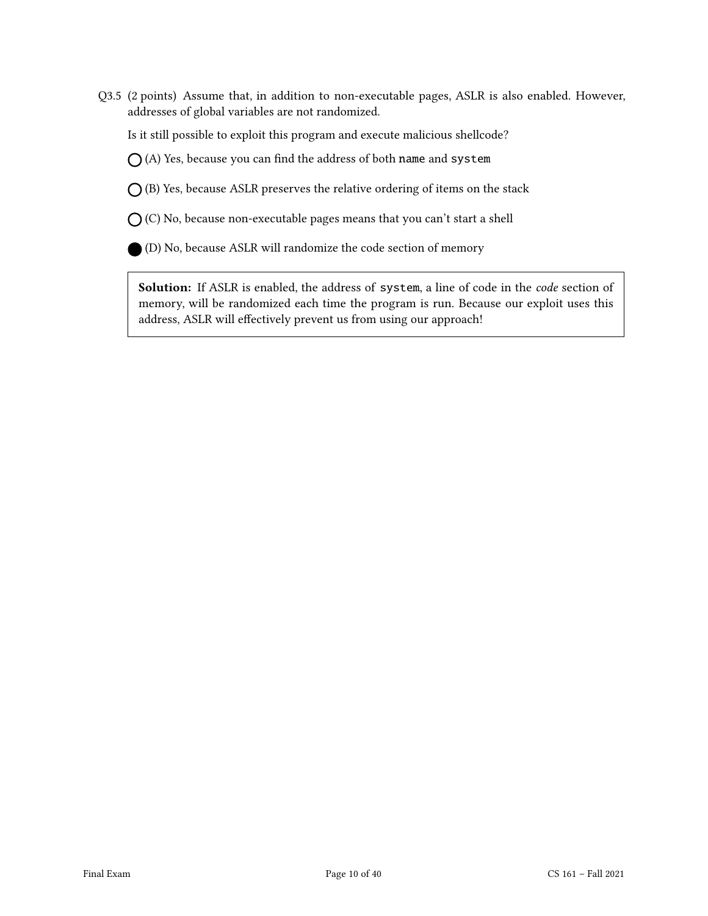Q3.5 (2 points) Assume that, in addition to non-executable pages, ASLR is also enabled. However, addresses of global variables are not randomized.

Is it still possible to exploit this program and execute malicious shellcode?

◯ (A) Yes, because you can find the address of both `name` and `system`

◯ (B) Yes, because ASLR preserves the relative ordering of items on the stack

◯ (C) No, because non-executable pages means that you can't start a shell

● (D) No, because ASLR will randomize the code section of memory

> **Solution:** If ASLR is enabled, the address of `system`, a line of code in the *code* section of memory, will be randomized each time the program is run. Because our exploit uses this address, ASLR will effectively prevent us from using our approach!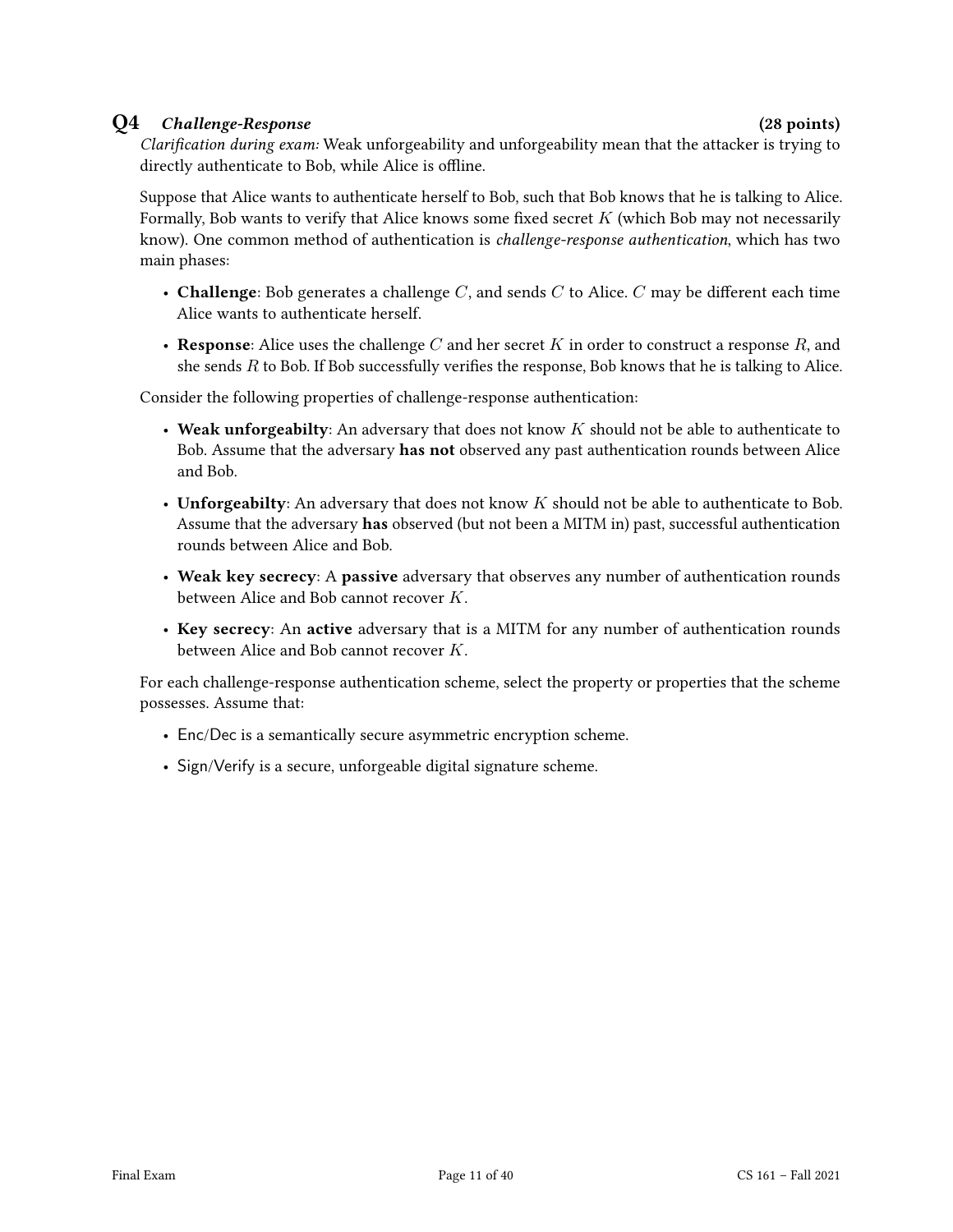## Q4 *Challenge-Response* (28 points)

*Clarification during exam:* Weak unforgeability and unforgeability mean that the attacker is trying to directly authenticate to Bob, while Alice is offline.

Suppose that Alice wants to authenticate herself to Bob, such that Bob knows that he is talking to Alice. Formally, Bob wants to verify that Alice knows some fixed secret $K$ (which Bob may not necessarily know). One common method of authentication is *challenge-response authentication*, which has two main phases:

- **Challenge**: Bob generates a challenge $C$, and sends $C$ to Alice. $C$ may be different each time Alice wants to authenticate herself.
- **Response**: Alice uses the challenge $C$ and her secret $K$ in order to construct a response $R$, and she sends $R$ to Bob. If Bob successfully verifies the response, Bob knows that he is talking to Alice.

Consider the following properties of challenge-response authentication:

- **Weak unforgeabilty**: An adversary that does not know $K$ should not be able to authenticate to Bob. Assume that the adversary **has not** observed any past authentication rounds between Alice and Bob.
- **Unforgeabilty**: An adversary that does not know $K$ should not be able to authenticate to Bob. Assume that the adversary **has** observed (but not been a MITM in) past, successful authentication rounds between Alice and Bob.
- **Weak key secrecy**: A **passive** adversary that observes any number of authentication rounds between Alice and Bob cannot recover $K$.
- **Key secrecy**: An **active** adversary that is a MITM for any number of authentication rounds between Alice and Bob cannot recover $K$.

For each challenge-response authentication scheme, select the property or properties that the scheme possesses. Assume that:

- Enc/Dec is a semantically secure asymmetric encryption scheme.
- Sign/Verify is a secure, unforgeable digital signature scheme.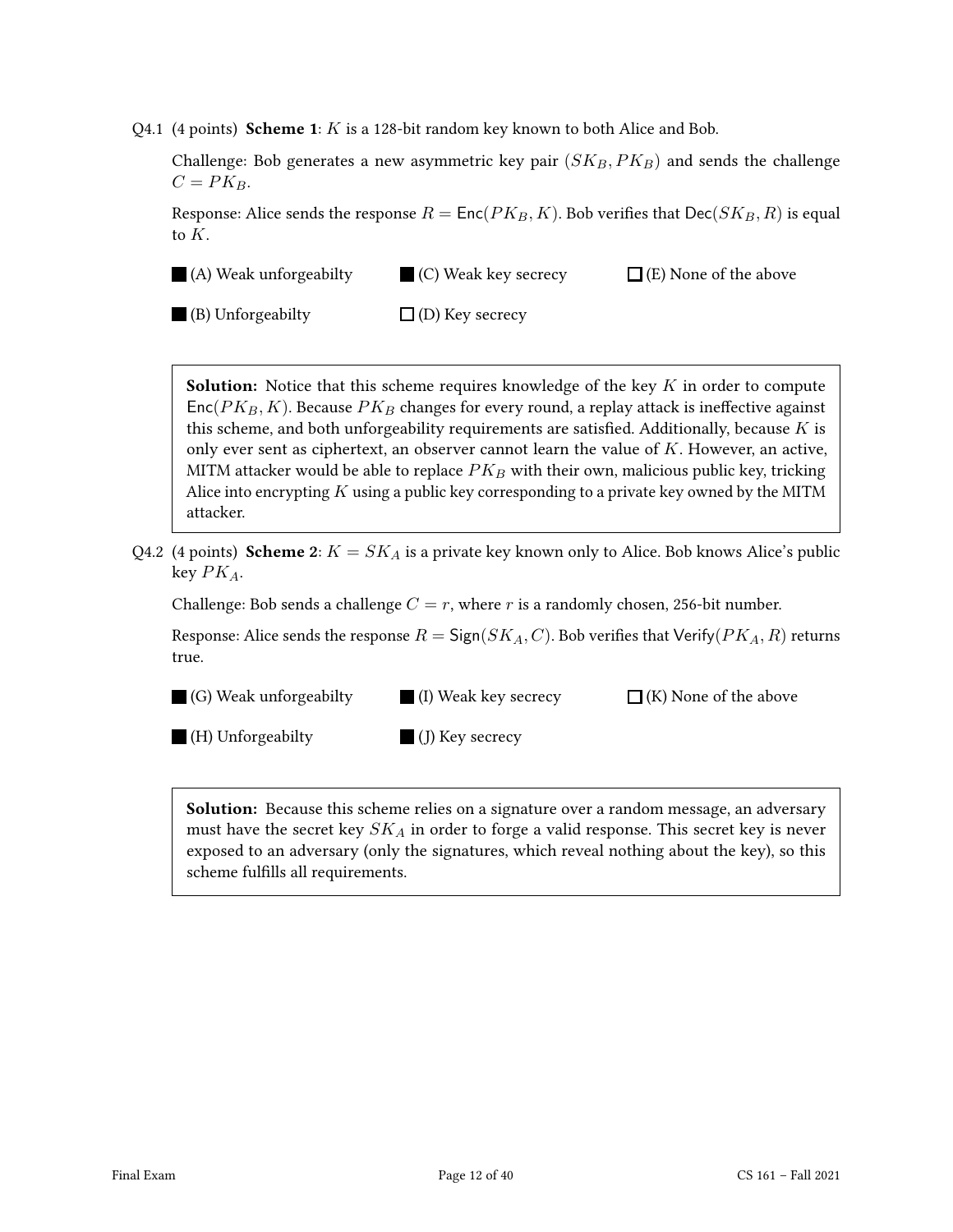Q4.1 (4 points) **Scheme 1**: $K$ is a 128-bit random key known to both Alice and Bob.

Challenge: Bob generates a new asymmetric key pair $(SK_B, PK_B)$ and sends the challenge $C = PK_B$.

Response: Alice sends the response $R = \mathsf{Enc}(PK_B, K)$. Bob verifies that $\mathsf{Dec}(SK_B, R)$ is equal to $K$.

■ (A) Weak unforgeabilty

■ (B) Unforgeabilty

■ (C) Weak key secrecy

☐ (D) Key secrecy

☐ (E) None of the above

> **Solution:** Notice that this scheme requires knowledge of the key $K$ in order to compute $\mathsf{Enc}(PK_B, K)$. Because $PK_B$ changes for every round, a replay attack is ineffective against this scheme, and both unforgeability requirements are satisfied. Additionally, because $K$ is only ever sent as ciphertext, an observer cannot learn the value of $K$. However, an active, MITM attacker would be able to replace $PK_B$ with their own, malicious public key, tricking Alice into encrypting $K$ using a public key corresponding to a private key owned by the MITM attacker.

Q4.2 (4 points) **Scheme 2**: $K = SK_A$ is a private key known only to Alice. Bob knows Alice's public key $PK_A$.

Challenge: Bob sends a challenge $C = r$, where $r$ is a randomly chosen, 256-bit number.

Response: Alice sends the response $R = \mathsf{Sign}(SK_A, C)$. Bob verifies that $\mathsf{Verify}(PK_A, R)$ returns true.

■ (G) Weak unforgeabilty

■ (H) Unforgeabilty

■ (I) Weak key secrecy

■ (J) Key secrecy

☐ (K) None of the above

> **Solution:** Because this scheme relies on a signature over a random message, an adversary must have the secret key $SK_A$ in order to forge a valid response. This secret key is never exposed to an adversary (only the signatures, which reveal nothing about the key), so this scheme fulfills all requirements.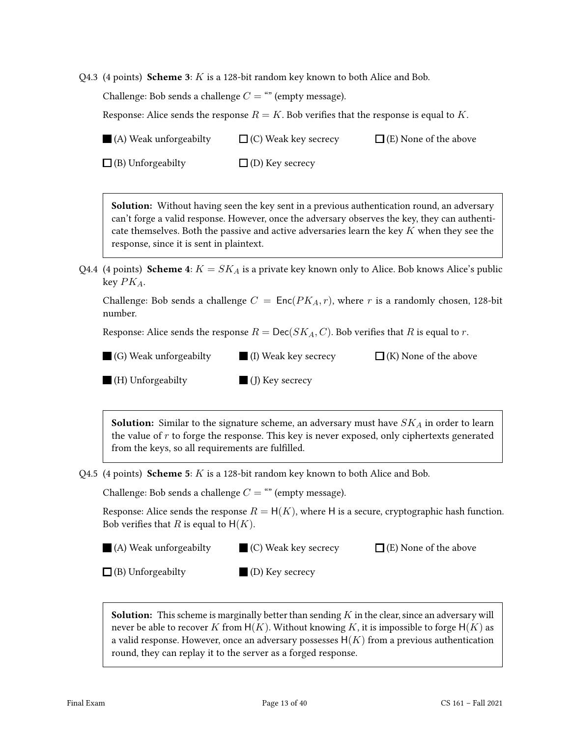Q4.3 (4 points) **Scheme 3**: $K$ is a 128-bit random key known to both Alice and Bob.

Challenge: Bob sends a challenge $C$ = "" (empty message).

Response: Alice sends the response $R = K$. Bob verifies that the response is equal to $K$.

■ (A) Weak unforgeabilty ☐ (C) Weak key secrecy ☐ (E) None of the above

☐ (B) Unforgeabilty ☐ (D) Key secrecy

> **Solution:** Without having seen the key sent in a previous authentication round, an adversary can't forge a valid response. However, once the adversary observes the key, they can authenticate themselves. Both the passive and active adversaries learn the key $K$ when they see the response, since it is sent in plaintext.

Q4.4 (4 points) **Scheme 4**: $K = SK_A$ is a private key known only to Alice. Bob knows Alice's public key $PK_A$.

Challenge: Bob sends a challenge $C = \mathsf{Enc}(PK_A, r)$, where $r$ is a randomly chosen, 128-bit number.

Response: Alice sends the response $R = \mathsf{Dec}(SK_A, C)$. Bob verifies that $R$ is equal to $r$.

■ (G) Weak unforgeabilty ■ (I) Weak key secrecy ☐ (K) None of the above

■ (H) Unforgeabilty ■ (J) Key secrecy

> **Solution:** Similar to the signature scheme, an adversary must have $SK_A$ in order to learn the value of $r$ to forge the response. This key is never exposed, only ciphertexts generated from the keys, so all requirements are fulfilled.

Q4.5 (4 points) **Scheme 5**: $K$ is a 128-bit random key known to both Alice and Bob.

Challenge: Bob sends a challenge $C$ = "" (empty message).

Response: Alice sends the response $R = \mathsf{H}(K)$, where $\mathsf{H}$ is a secure, cryptographic hash function. Bob verifies that $R$ is equal to $\mathsf{H}(K)$.

■ (A) Weak unforgeabilty ■ (C) Weak key secrecy ☐ (E) None of the above

☐ (B) Unforgeabilty ■ (D) Key secrecy

> **Solution:** This scheme is marginally better than sending $K$ in the clear, since an adversary will never be able to recover $K$ from $\mathsf{H}(K)$. Without knowing $K$, it is impossible to forge $\mathsf{H}(K)$ as a valid response. However, once an adversary possesses $\mathsf{H}(K)$ from a previous authentication round, they can replay it to the server as a forged response.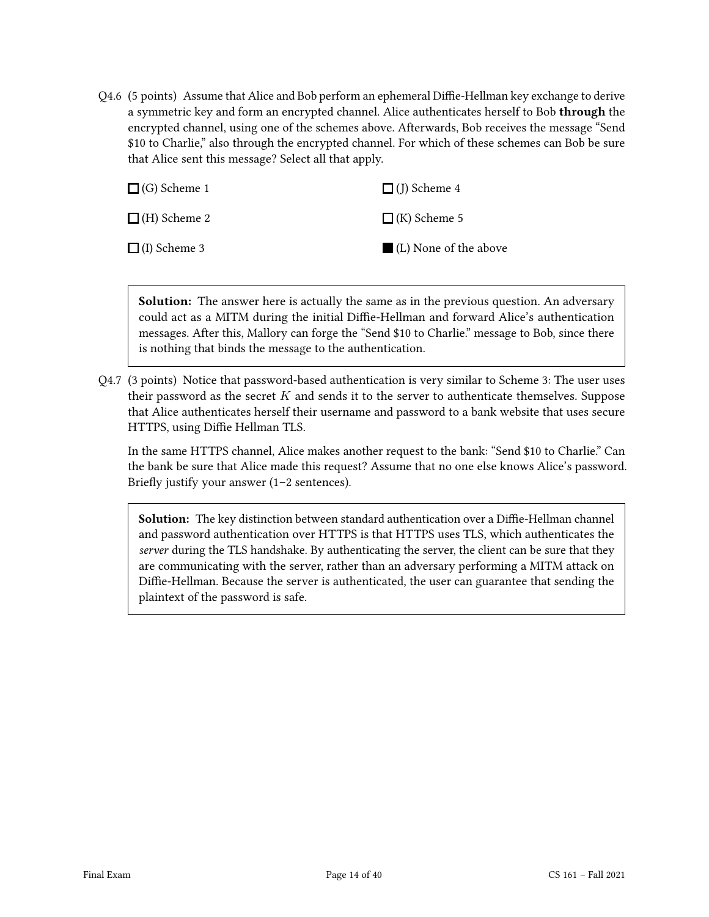Q4.6 (5 points) Assume that Alice and Bob perform an ephemeral Diffie-Hellman key exchange to derive a symmetric key and form an encrypted channel. Alice authenticates herself to Bob **through** the encrypted channel, using one of the schemes above. Afterwards, Bob receives the message "Send $10 to Charlie," also through the encrypted channel. For which of these schemes can Bob be sure that Alice sent this message? Select all that apply.

- ☐ (G) Scheme 1
- ☐ (H) Scheme 2
- ☐ (I) Scheme 3
- ☐ (J) Scheme 4
- ☐ (K) Scheme 5
- ■ (L) None of the above

> **Solution:** The answer here is actually the same as in the previous question. An adversary could act as a MITM during the initial Diffie-Hellman and forward Alice's authentication messages. After this, Mallory can forge the "Send $10 to Charlie." message to Bob, since there is nothing that binds the message to the authentication.

Q4.7 (3 points) Notice that password-based authentication is very similar to Scheme 3: The user uses their password as the secret $K$ and sends it to the server to authenticate themselves. Suppose that Alice authenticates herself their username and password to a bank website that uses secure HTTPS, using Diffie Hellman TLS.

In the same HTTPS channel, Alice makes another request to the bank: "Send $10 to Charlie." Can the bank be sure that Alice made this request? Assume that no one else knows Alice's password. Briefly justify your answer (1–2 sentences).

> **Solution:** The key distinction between standard authentication over a Diffie-Hellman channel and password authentication over HTTPS is that HTTPS uses TLS, which authenticates the *server* during the TLS handshake. By authenticating the server, the client can be sure that they are communicating with the server, rather than an adversary performing a MITM attack on Diffie-Hellman. Because the server is authenticated, the user can guarantee that sending the plaintext of the password is safe.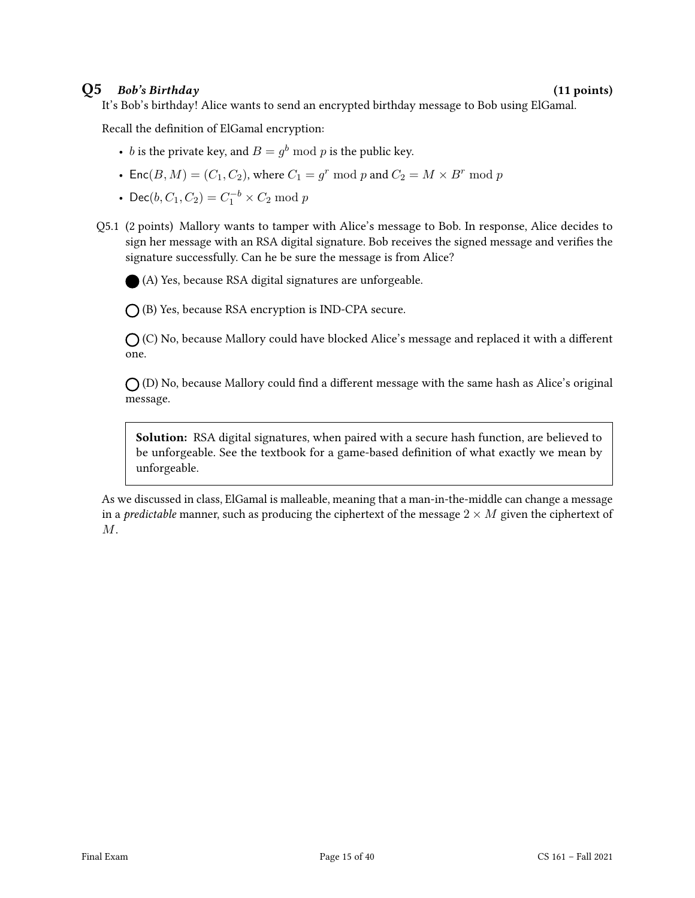## Q5 *Bob's Birthday* (11 points)

It's Bob's birthday! Alice wants to send an encrypted birthday message to Bob using ElGamal.

Recall the definition of ElGamal encryption:

- $b$ is the private key, and $B = g^b \bmod p$ is the public key.
- $\mathsf{Enc}(B, M) = (C_1, C_2)$, where $C_1 = g^r \bmod p$ and $C_2 = M \times B^r \bmod p$
- $\mathsf{Dec}(b, C_1, C_2) = C_1^{-b} \times C_2 \bmod p$

Q5.1 (2 points) Mallory wants to tamper with Alice's message to Bob. In response, Alice decides to sign her message with an RSA digital signature. Bob receives the signed message and verifies the signature successfully. Can he be sure the message is from Alice?

● (A) Yes, because RSA digital signatures are unforgeable.

○ (B) Yes, because RSA encryption is IND-CPA secure.

○ (C) No, because Mallory could have blocked Alice's message and replaced it with a different one.

○ (D) No, because Mallory could find a different message with the same hash as Alice's original message.

> **Solution:** RSA digital signatures, when paired with a secure hash function, are believed to be unforgeable. See the textbook for a game-based definition of what exactly we mean by unforgeable.

As we discussed in class, ElGamal is malleable, meaning that a man-in-the-middle can change a message in a *predictable* manner, such as producing the ciphertext of the message $2 \times M$ given the ciphertext of $M$.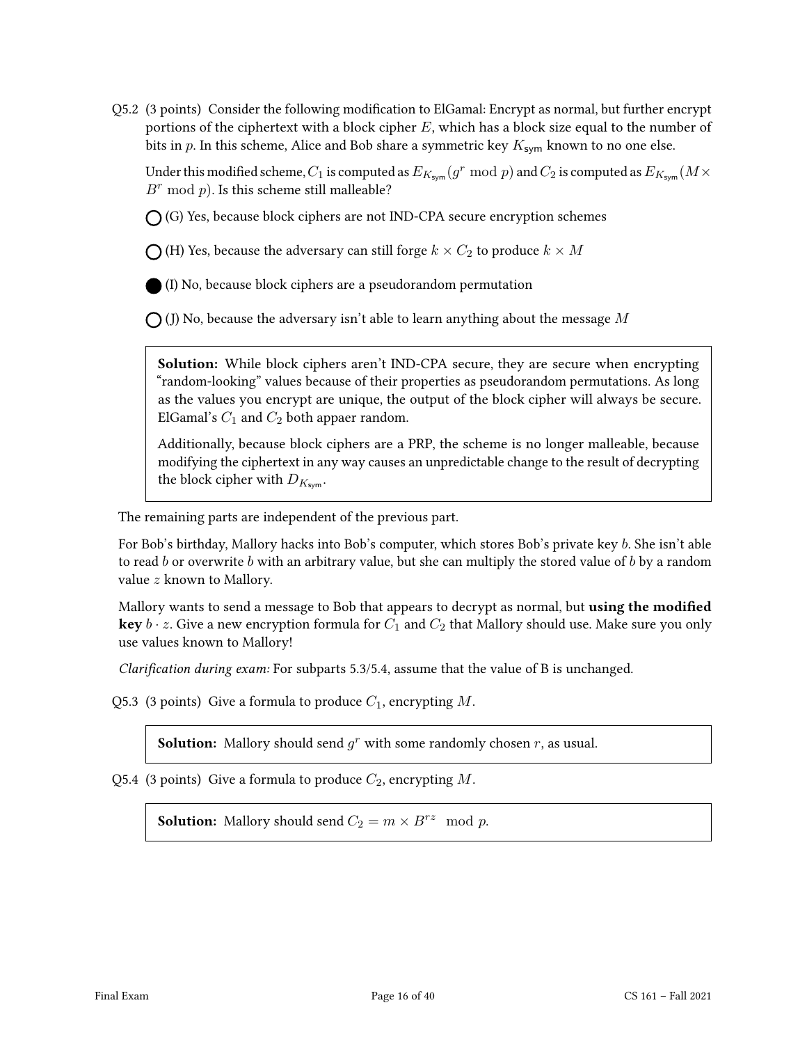Q5.2 (3 points) Consider the following modification to ElGamal: Encrypt as normal, but further encrypt portions of the ciphertext with a block cipher $E$, which has a block size equal to the number of bits in $p$. In this scheme, Alice and Bob share a symmetric key $K_{\mathsf{sym}}$ known to no one else.

Under this modified scheme, $C_1$ is computed as $E_{K_{\mathsf{sym}}}(g^r \bmod p)$ and $C_2$ is computed as $E_{K_{\mathsf{sym}}}(M \times B^r \bmod p)$. Is this scheme still malleable?

- ○ (G) Yes, because block ciphers are not IND-CPA secure encryption schemes
- ○ (H) Yes, because the adversary can still forge $k \times C_2$ to produce $k \times M$
- ● (I) No, because block ciphers are a pseudorandom permutation
- ○ (J) No, because the adversary isn't able to learn anything about the message $M$

> **Solution:** While block ciphers aren't IND-CPA secure, they are secure when encrypting "random-looking" values because of their properties as pseudorandom permutations. As long as the values you encrypt are unique, the output of the block cipher will always be secure. ElGamal's $C_1$ and $C_2$ both appaer random.
>
> Additionally, because block ciphers are a PRP, the scheme is no longer malleable, because modifying the ciphertext in any way causes an unpredictable change to the result of decrypting the block cipher with $D_{K_{\mathsf{sym}}}$.

The remaining parts are independent of the previous part.

For Bob's birthday, Mallory hacks into Bob's computer, which stores Bob's private key $b$. She isn't able to read $b$ or overwrite $b$ with an arbitrary value, but she can multiply the stored value of $b$ by a random value $z$ known to Mallory.

Mallory wants to send a message to Bob that appears to decrypt as normal, but **using the modified key** $b \cdot z$. Give a new encryption formula for $C_1$ and $C_2$ that Mallory should use. Make sure you only use values known to Mallory!

*Clarification during exam:* For subparts 5.3/5.4, assume that the value of B is unchanged.

Q5.3 (3 points) Give a formula to produce $C_1$, encrypting $M$.

> **Solution:** Mallory should send $g^r$ with some randomly chosen $r$, as usual.

Q5.4 (3 points) Give a formula to produce $C_2$, encrypting $M$.

> **Solution:** Mallory should send $C_2 = m \times B^{rz} \mod p$.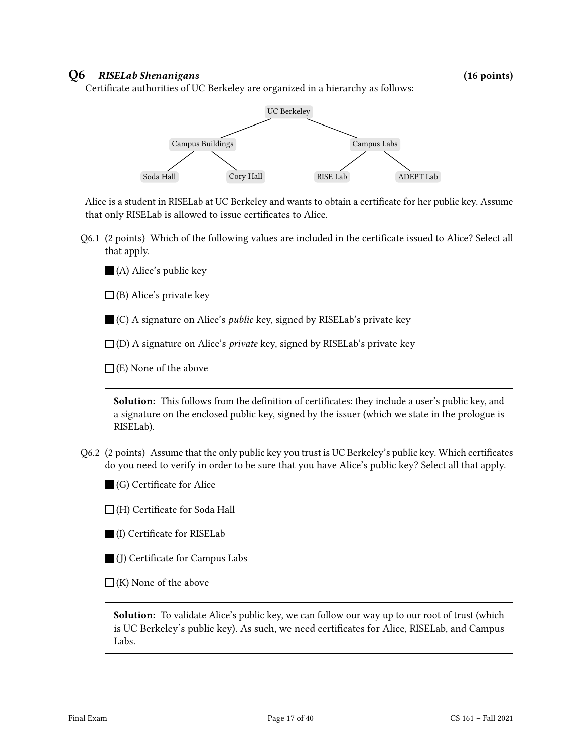## Q6 *RISELab Shenanigans* (16 points)

Certificate authorities of UC Berkeley are organized in a hierarchy as follows:

- UC Berkeley
  - Campus Buildings
    - Soda Hall
    - Cory Hall
  - Campus Labs
    - RISE Lab
    - ADEPT Lab

Alice is a student in RISELab at UC Berkeley and wants to obtain a certificate for her public key. Assume that only RISELab is allowed to issue certificates to Alice.

Q6.1 (2 points) Which of the following values are included in the certificate issued to Alice? Select all that apply.

- ■ (A) Alice's public key
- ☐ (B) Alice's private key
- ■ (C) A signature on Alice's *public* key, signed by RISELab's private key
- ☐ (D) A signature on Alice's *private* key, signed by RISELab's private key
- ☐ (E) None of the above

> **Solution:** This follows from the definition of certificates: they include a user's public key, and a signature on the enclosed public key, signed by the issuer (which we state in the prologue is RISELab).

Q6.2 (2 points) Assume that the only public key you trust is UC Berkeley's public key. Which certificates do you need to verify in order to be sure that you have Alice's public key? Select all that apply.

- ■ (G) Certificate for Alice
- ☐ (H) Certificate for Soda Hall
- ■ (I) Certificate for RISELab
- ■ (J) Certificate for Campus Labs
- ☐ (K) None of the above

> **Solution:** To validate Alice's public key, we can follow our way up to our root of trust (which is UC Berkeley's public key). As such, we need certificates for Alice, RISELab, and Campus Labs.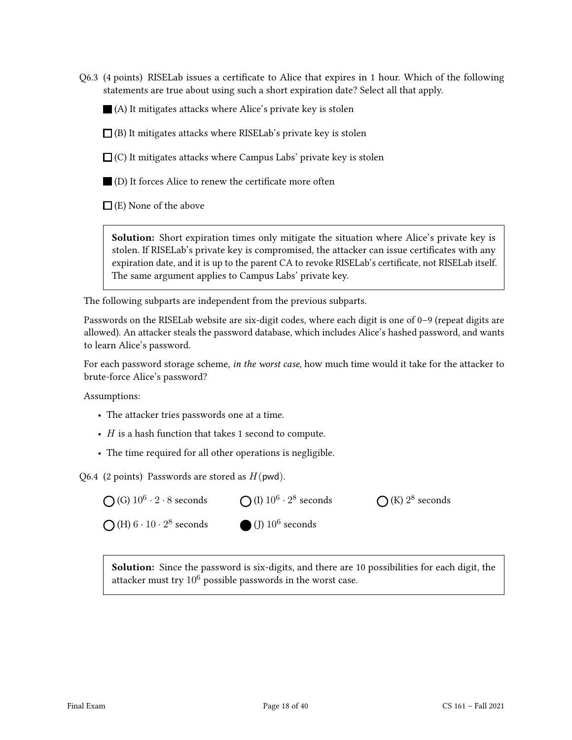Q6.3 (4 points) RISELab issues a certificate to Alice that expires in 1 hour. Which of the following statements are true about using such a short expiration date? Select all that apply.

■ (A) It mitigates attacks where Alice's private key is stolen

☐ (B) It mitigates attacks where RISELab's private key is stolen

☐ (C) It mitigates attacks where Campus Labs' private key is stolen

■ (D) It forces Alice to renew the certificate more often

☐ (E) None of the above

> **Solution:** Short expiration times only mitigate the situation where Alice's private key is stolen. If RISELab's private key is compromised, the attacker can issue certificates with any expiration date, and it is up to the parent CA to revoke RISELab's certificate, not RISELab itself. The same argument applies to Campus Labs' private key.

The following subparts are independent from the previous subparts.

Passwords on the RISELab website are six-digit codes, where each digit is one of 0–9 (repeat digits are allowed). An attacker steals the password database, which includes Alice's hashed password, and wants to learn Alice's password.

For each password storage scheme, *in the worst case*, how much time would it take for the attacker to brute-force Alice's password?

Assumptions:

- The attacker tries passwords one at a time.
- $H$ is a hash function that takes 1 second to compute.
- The time required for all other operations is negligible.

Q6.4 (2 points) Passwords are stored as $H(\mathsf{pwd})$.

○ (G) $10^6 \cdot 2 \cdot 8$ seconds

○ (H) $6 \cdot 10 \cdot 2^8$ seconds

○ (I) $10^6 \cdot 2^8$ seconds

● (J) $10^6$ seconds

○ (K) $2^8$ seconds

> **Solution:** Since the password is six-digits, and there are 10 possibilities for each digit, the attacker must try $10^6$ possible passwords in the worst case.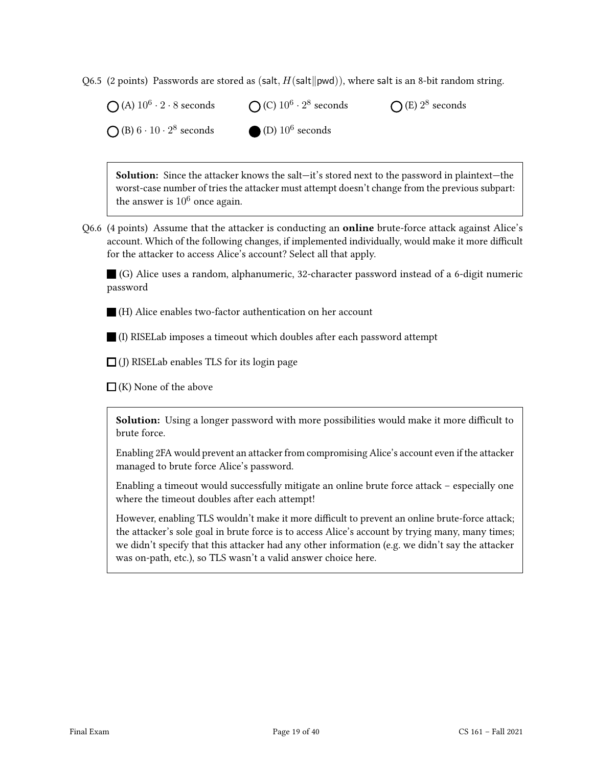Q6.5 (2 points) Passwords are stored as (salt, $H(\text{salt}\|\text{pwd})$), where salt is an 8-bit random string.

◯ (A) $10^6 \cdot 2 \cdot 8$ seconds

◯ (B) $6 \cdot 10 \cdot 2^8$ seconds

◯ (C) $10^6 \cdot 2^8$ seconds

● (D) $10^6$ seconds

◯ (E) $2^8$ seconds

> **Solution:** Since the attacker knows the salt—it's stored next to the password in plaintext—the worst-case number of tries the attacker must attempt doesn't change from the previous subpart: the answer is $10^6$ once again.

Q6.6 (4 points) Assume that the attacker is conducting an **online** brute-force attack against Alice's account. Which of the following changes, if implemented individually, would make it more difficult for the attacker to access Alice's account? Select all that apply.

■ (G) Alice uses a random, alphanumeric, 32-character password instead of a 6-digit numeric password

■ (H) Alice enables two-factor authentication on her account

■ (I) RISELab imposes a timeout which doubles after each password attempt

☐ (J) RISELab enables TLS for its login page

☐ (K) None of the above

> **Solution:** Using a longer password with more possibilities would make it more difficult to brute force.
>
> Enabling 2FA would prevent an attacker from compromising Alice's account even if the attacker managed to brute force Alice's password.
>
> Enabling a timeout would successfully mitigate an online brute force attack – especially one where the timeout doubles after each attempt!
>
> However, enabling TLS wouldn't make it more difficult to prevent an online brute-force attack; the attacker's sole goal in brute force is to access Alice's account by trying many, many times; we didn't specify that this attacker had any other information (e.g. we didn't say the attacker was on-path, etc.), so TLS wasn't a valid answer choice here.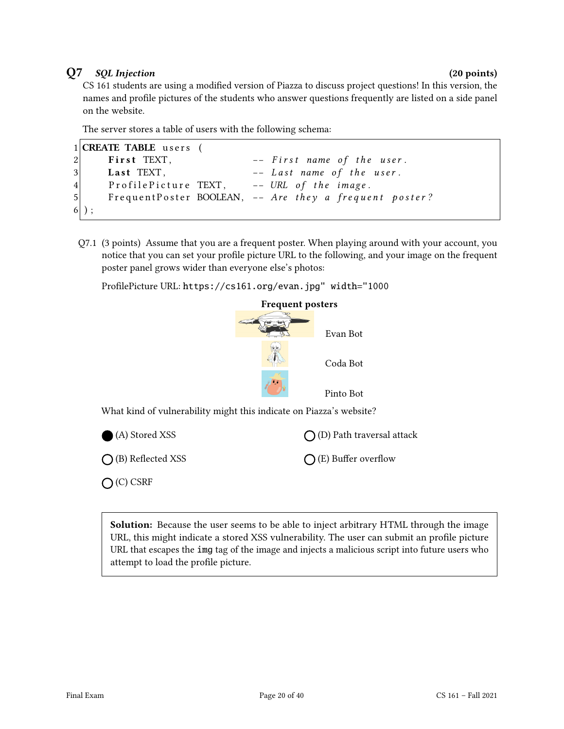## Q7 *SQL Injection* (20 points)

CS 161 students are using a modified version of Piazza to discuss project questions! In this version, the names and profile pictures of the students who answer questions frequently are listed on a side panel on the website.

The server stores a table of users with the following schema:

```
1 CREATE TABLE users (
2     First TEXT,                  -- First name of the user.
3     Last TEXT,                   -- Last name of the user.
4     ProfilePicture TEXT,         -- URL of the image.
5     FrequentPoster BOOLEAN,      -- Are they a frequent poster?
6 );
```

Q7.1 (3 points) Assume that you are a frequent poster. When playing around with your account, you notice that you can set your profile picture URL to the following, and your image on the frequent poster panel grows wider than everyone else's photos:

ProfilePicture URL: `https://cs161.org/evan.jpg" width="1000`

**Frequent posters**

Evan Bot

Coda Bot

Pinto Bot

What kind of vulnerability might this indicate on Piazza's website?

- ● (A) Stored XSS
- ○ (B) Reflected XSS
- ○ (C) CSRF
- ○ (D) Path traversal attack
- ○ (E) Buffer overflow

**Solution:** Because the user seems to be able to inject arbitrary HTML through the image URL, this might indicate a stored XSS vulnerability. The user can submit an profile picture URL that escapes the `img` tag of the image and injects a malicious script into future users who attempt to load the profile picture.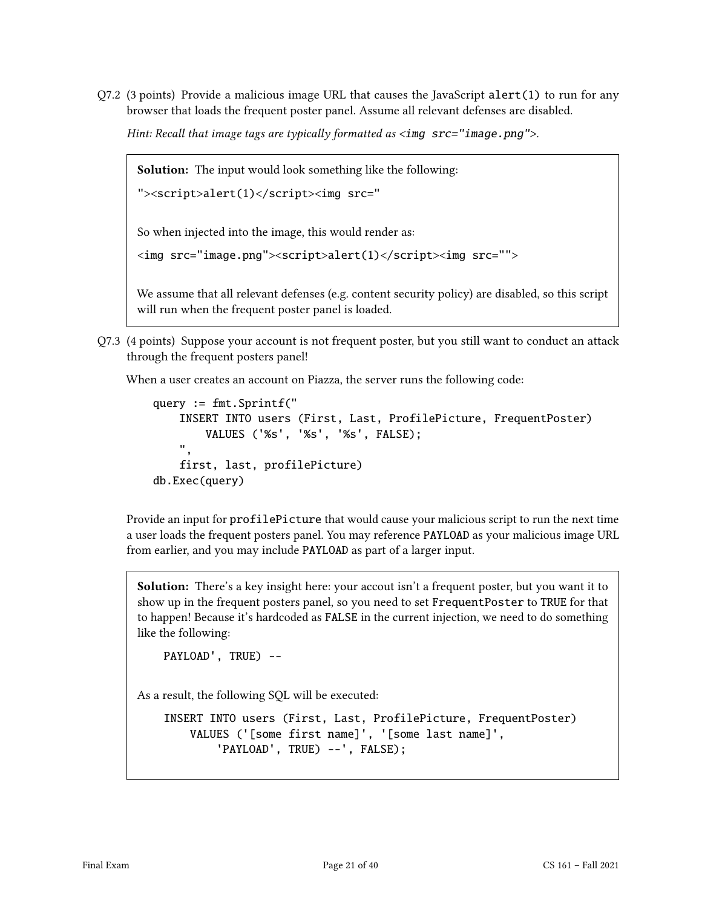Q7.2 (3 points) Provide a malicious image URL that causes the JavaScript alert(1) to run for any browser that loads the frequent poster panel. Assume all relevant defenses are disabled.

*Hint: Recall that image tags are typically formatted as* `<img src="image.png">`.

> **Solution:** The input would look something like the following:
>
> `"><script>alert(1)</script><img src="`
>
> So when injected into the image, this would render as:
>
> `<img src="image.png"><script>alert(1)</script><img src="">`
>
> We assume that all relevant defenses (e.g. content security policy) are disabled, so this script will run when the frequent poster panel is loaded.

Q7.3 (4 points) Suppose your account is not frequent poster, but you still want to conduct an attack through the frequent posters panel!

When a user creates an account on Piazza, the server runs the following code:

```
query := fmt.Sprintf("
    INSERT INTO users (First, Last, ProfilePicture, FrequentPoster)
        VALUES ('%s', '%s', '%s', FALSE);
    ",
    first, last, profilePicture)
db.Exec(query)
```

Provide an input for profilePicture that would cause your malicious script to run the next time a user loads the frequent posters panel. You may reference PAYLOAD as your malicious image URL from earlier, and you may include PAYLOAD as part of a larger input.

> **Solution:** There's a key insight here: your accout isn't a frequent poster, but you want it to show up in the frequent posters panel, so you need to set FrequentPoster to TRUE for that to happen! Because it's hardcoded as FALSE in the current injection, we need to do something like the following:
>
> ```
> PAYLOAD', TRUE) --
> ```
>
> As a result, the following SQL will be executed:
>
> ```
> INSERT INTO users (First, Last, ProfilePicture, FrequentPoster)
>     VALUES ('[some first name]', '[some last name]',
>         'PAYLOAD', TRUE) --', FALSE);
> ```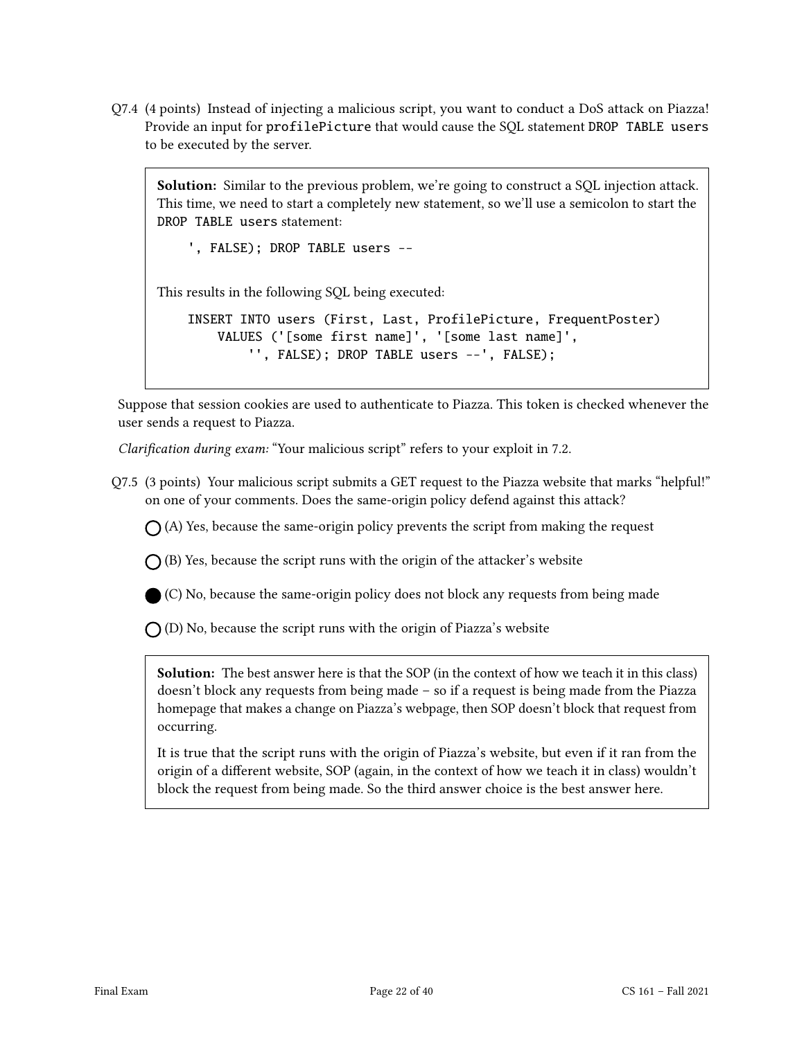Q7.4 (4 points) Instead of injecting a malicious script, you want to conduct a DoS attack on Piazza! Provide an input for `profilePicture` that would cause the SQL statement `DROP TABLE users` to be executed by the server.

> **Solution:** Similar to the previous problem, we're going to construct a SQL injection attack. This time, we need to start a completely new statement, so we'll use a semicolon to start the `DROP TABLE users` statement:
>
> ```
> ', FALSE); DROP TABLE users --
> ```
>
> This results in the following SQL being executed:
>
> ```
> INSERT INTO users (First, Last, ProfilePicture, FrequentPoster)
>     VALUES ('[some first name]', '[some last name]',
>         '', FALSE); DROP TABLE users --', FALSE);
> ```

Suppose that session cookies are used to authenticate to Piazza. This token is checked whenever the user sends a request to Piazza.

*Clarification during exam:* "Your malicious script" refers to your exploit in 7.2.

Q7.5 (3 points) Your malicious script submits a GET request to the Piazza website that marks "helpful!" on one of your comments. Does the same-origin policy defend against this attack?

- ○ (A) Yes, because the same-origin policy prevents the script from making the request
- ○ (B) Yes, because the script runs with the origin of the attacker's website
- ● (C) No, because the same-origin policy does not block any requests from being made
- ○ (D) No, because the script runs with the origin of Piazza's website

> **Solution:** The best answer here is that the SOP (in the context of how we teach it in this class) doesn't block any requests from being made – so if a request is being made from the Piazza homepage that makes a change on Piazza's webpage, then SOP doesn't block that request from occurring.
>
> It is true that the script runs with the origin of Piazza's website, but even if it ran from the origin of a different website, SOP (again, in the context of how we teach it in class) wouldn't block the request from being made. So the third answer choice is the best answer here.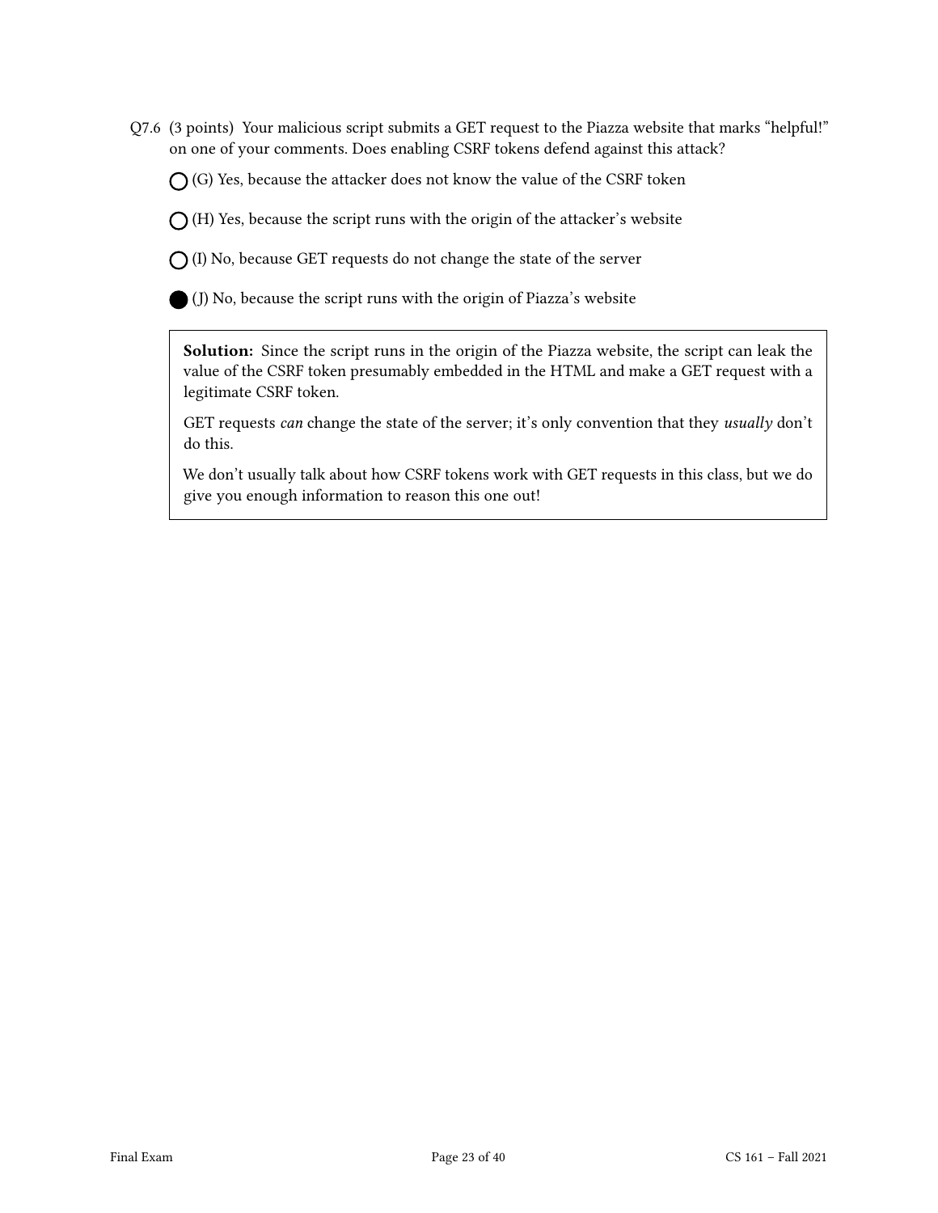Q7.6 (3 points) Your malicious script submits a GET request to the Piazza website that marks "helpful!" on one of your comments. Does enabling CSRF tokens defend against this attack?

○ (G) Yes, because the attacker does not know the value of the CSRF token

○ (H) Yes, because the script runs with the origin of the attacker's website

○ (I) No, because GET requests do not change the state of the server

● (J) No, because the script runs with the origin of Piazza's website

**Solution:** Since the script runs in the origin of the Piazza website, the script can leak the value of the CSRF token presumably embedded in the HTML and make a GET request with a legitimate CSRF token.

GET requests *can* change the state of the server; it's only convention that they *usually* don't do this.

We don't usually talk about how CSRF tokens work with GET requests in this class, but we do give you enough information to reason this one out!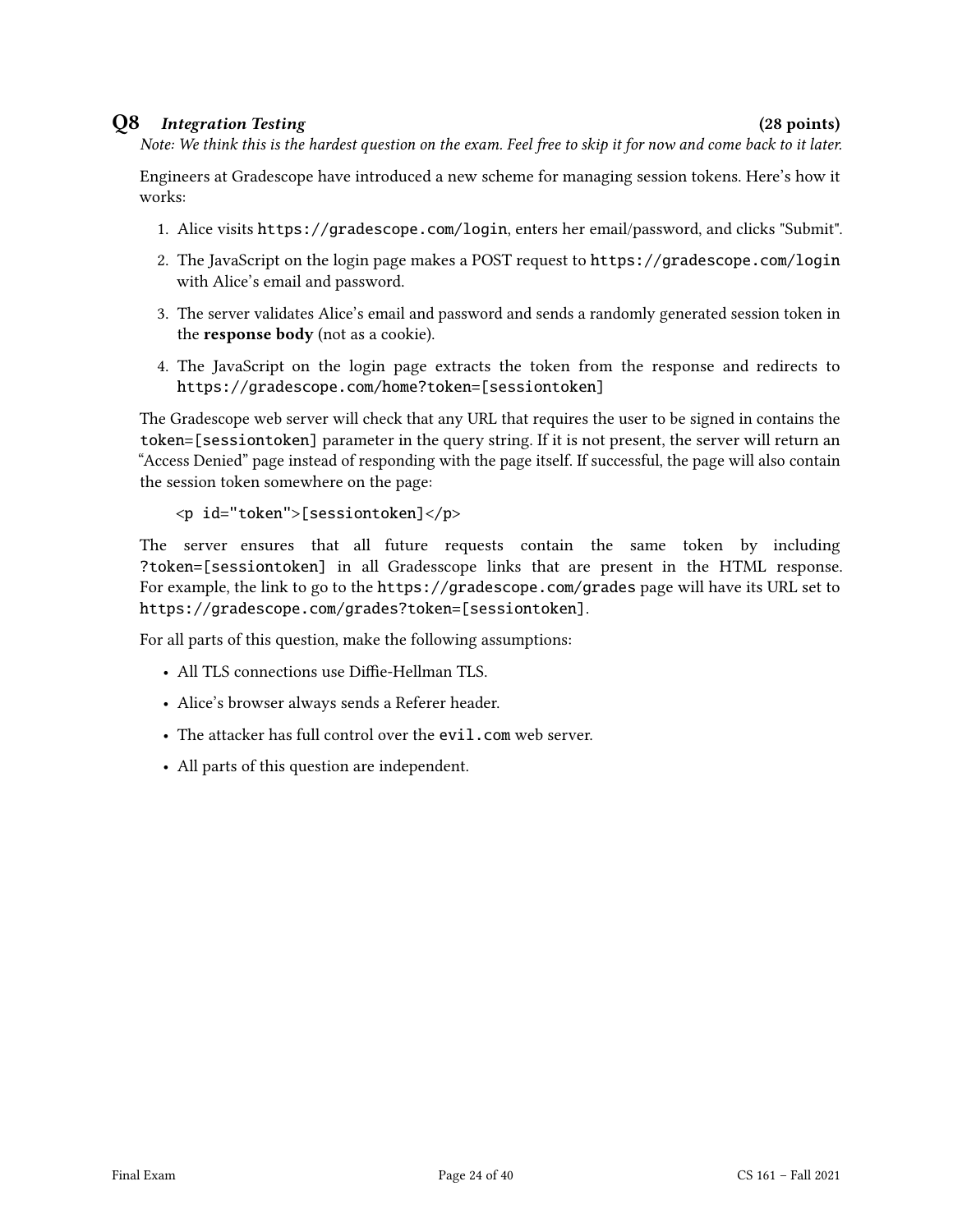## Q8 *Integration Testing* (28 points)

*Note: We think this is the hardest question on the exam. Feel free to skip it for now and come back to it later.*

Engineers at Gradescope have introduced a new scheme for managing session tokens. Here's how it works:

1. Alice visits `https://gradescope.com/login`, enters her email/password, and clicks "Submit".
2. The JavaScript on the login page makes a POST request to `https://gradescope.com/login` with Alice's email and password.
3. The server validates Alice's email and password and sends a randomly generated session token in the **response body** (not as a cookie).
4. The JavaScript on the login page extracts the token from the response and redirects to `https://gradescope.com/home?token=[sessiontoken]`

The Gradescope web server will check that any URL that requires the user to be signed in contains the `token=[sessiontoken]` parameter in the query string. If it is not present, the server will return an "Access Denied" page instead of responding with the page itself. If successful, the page will also contain the session token somewhere on the page:

```
<p id="token">[sessiontoken]</p>
```

The server ensures that all future requests contain the same token by including `?token=[sessiontoken]` in all Gradesscope links that are present in the HTML response. For example, the link to go to the `https://gradescope.com/grades` page will have its URL set to `https://gradescope.com/grades?token=[sessiontoken]`.

For all parts of this question, make the following assumptions:

- All TLS connections use Diffie-Hellman TLS.
- Alice's browser always sends a Referer header.
- The attacker has full control over the `evil.com` web server.
- All parts of this question are independent.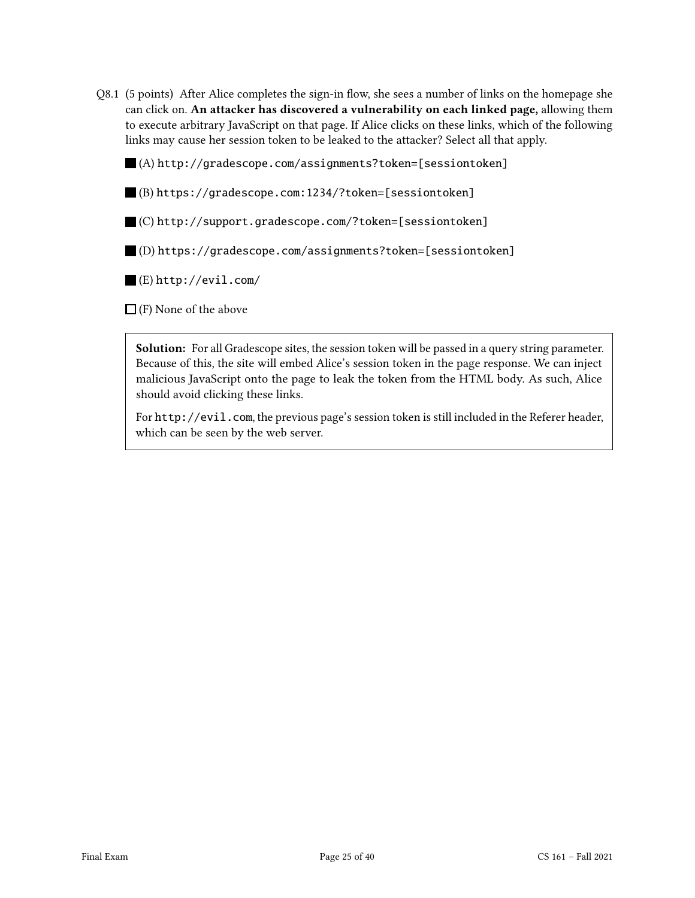Q8.1 (5 points) After Alice completes the sign-in flow, she sees a number of links on the homepage she can click on. **An attacker has discovered a vulnerability on each linked page,** allowing them to execute arbitrary JavaScript on that page. If Alice clicks on these links, which of the following links may cause her session token to be leaked to the attacker? Select all that apply.

■ (A) `http://gradescope.com/assignments?token=[sessiontoken]`

■ (B) `https://gradescope.com:1234/?token=[sessiontoken]`

■ (C) `http://support.gradescope.com/?token=[sessiontoken]`

■ (D) `https://gradescope.com/assignments?token=[sessiontoken]`

■ (E) `http://evil.com/`

☐ (F) None of the above

> **Solution:** For all Gradescope sites, the session token will be passed in a query string parameter. Because of this, the site will embed Alice's session token in the page response. We can inject malicious JavaScript onto the page to leak the token from the HTML body. As such, Alice should avoid clicking these links.
>
> For `http://evil.com`, the previous page's session token is still included in the Referer header, which can be seen by the web server.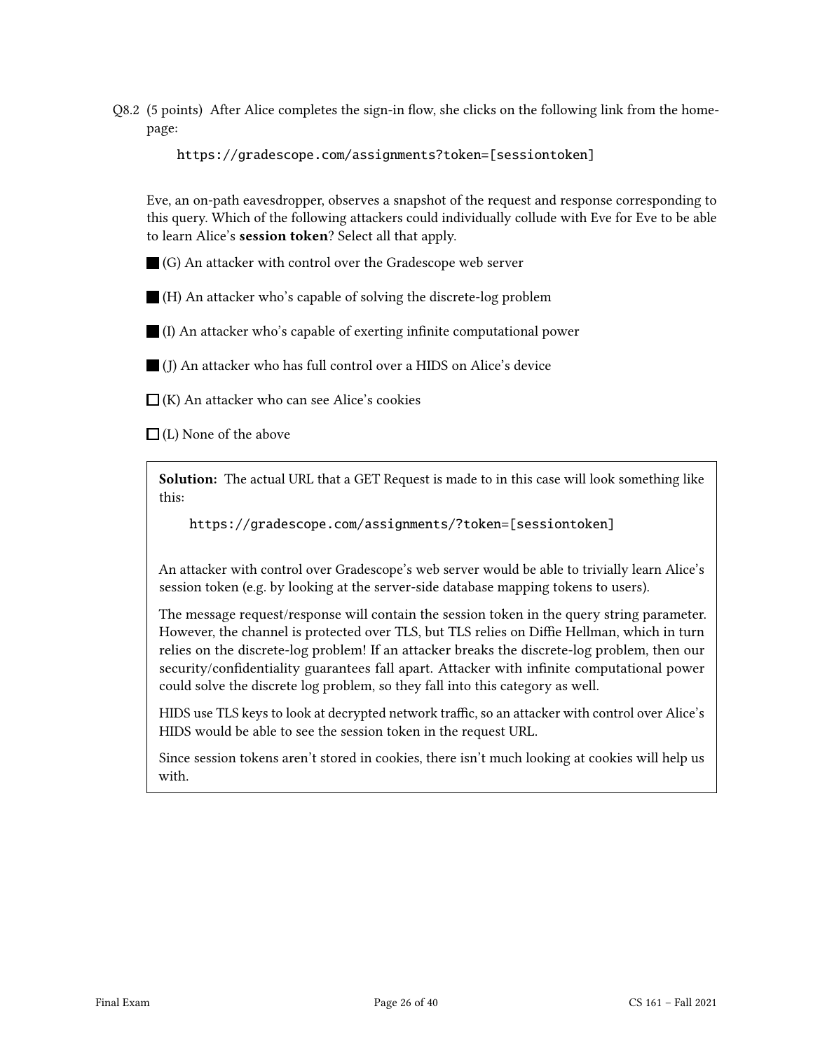Q8.2 (5 points) After Alice completes the sign-in flow, she clicks on the following link from the homepage:

```
https://gradescope.com/assignments?token=[sessiontoken]
```

Eve, an on-path eavesdropper, observes a snapshot of the request and response corresponding to this query. Which of the following attackers could individually collude with Eve for Eve to be able to learn Alice's **session token**? Select all that apply.

■ (G) An attacker with control over the Gradescope web server

■ (H) An attacker who's capable of solving the discrete-log problem

■ (I) An attacker who's capable of exerting infinite computational power

■ (J) An attacker who has full control over a HIDS on Alice's device

☐ (K) An attacker who can see Alice's cookies

☐ (L) None of the above

**Solution:** The actual URL that a GET Request is made to in this case will look something like this:

```
https://gradescope.com/assignments/?token=[sessiontoken]
```

An attacker with control over Gradescope's web server would be able to trivially learn Alice's session token (e.g. by looking at the server-side database mapping tokens to users).

The message request/response will contain the session token in the query string parameter. However, the channel is protected over TLS, but TLS relies on Diffie Hellman, which in turn relies on the discrete-log problem! If an attacker breaks the discrete-log problem, then our security/confidentiality guarantees fall apart. Attacker with infinite computational power could solve the discrete log problem, so they fall into this category as well.

HIDS use TLS keys to look at decrypted network traffic, so an attacker with control over Alice's HIDS would be able to see the session token in the request URL.

Since session tokens aren't stored in cookies, there isn't much looking at cookies will help us with.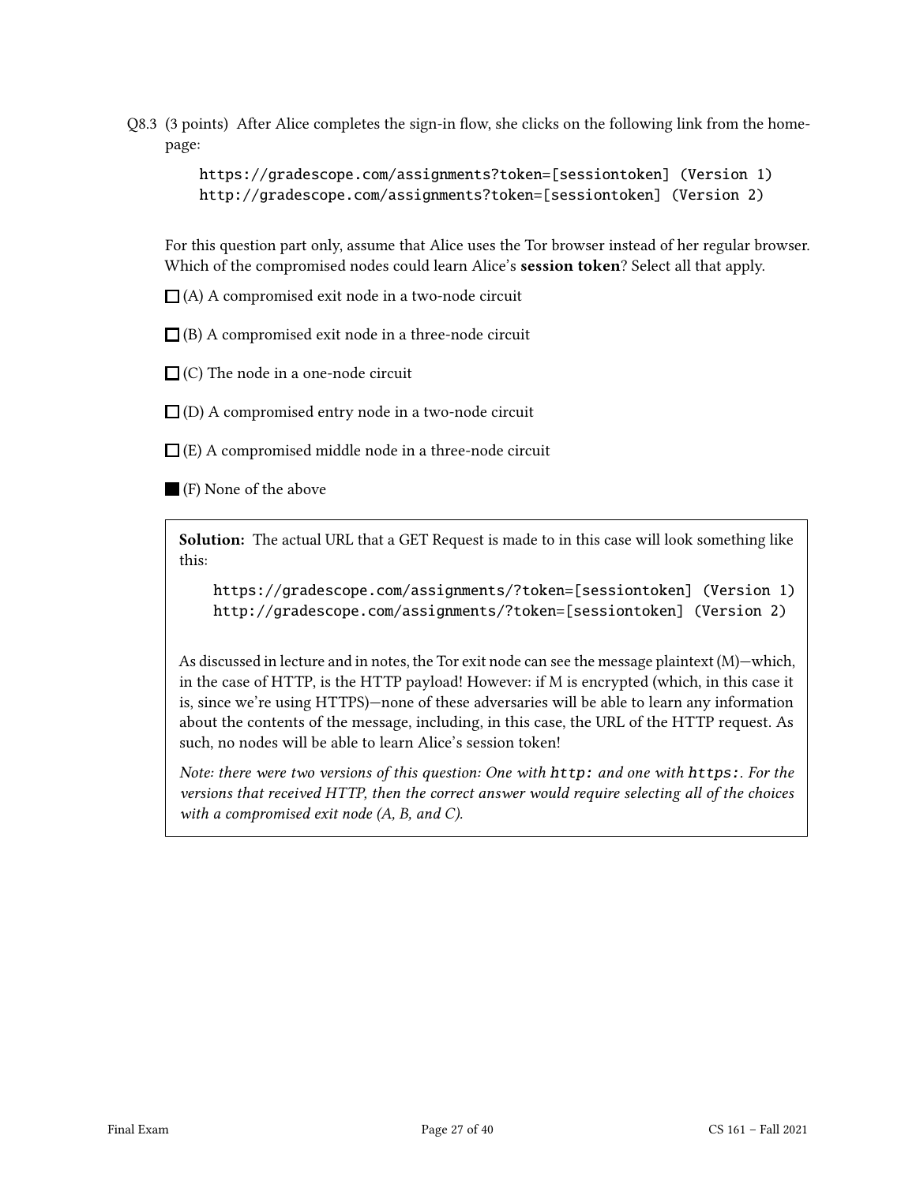Q8.3 (3 points) After Alice completes the sign-in flow, she clicks on the following link from the homepage:

```
https://gradescope.com/assignments?token=[sessiontoken] (Version 1)
http://gradescope.com/assignments?token=[sessiontoken] (Version 2)
```

For this question part only, assume that Alice uses the Tor browser instead of her regular browser. Which of the compromised nodes could learn Alice's **session token**? Select all that apply.

☐ (A) A compromised exit node in a two-node circuit

☐ (B) A compromised exit node in a three-node circuit

☐ (C) The node in a one-node circuit

☐ (D) A compromised entry node in a two-node circuit

☐ (E) A compromised middle node in a three-node circuit

■ (F) None of the above

> **Solution:** The actual URL that a GET Request is made to in this case will look something like this:
>
> ```
> https://gradescope.com/assignments/?token=[sessiontoken] (Version 1)
> http://gradescope.com/assignments/?token=[sessiontoken] (Version 2)
> ```
>
> As discussed in lecture and in notes, the Tor exit node can see the message plaintext (M)—which, in the case of HTTP, is the HTTP payload! However: if M is encrypted (which, in this case it is, since we're using HTTPS)—none of these adversaries will be able to learn any information about the contents of the message, including, in this case, the URL of the HTTP request. As such, no nodes will be able to learn Alice's session token!
>
> *Note: there were two versions of this question: One with `http:` and one with `https:`. For the versions that received HTTP, then the correct answer would require selecting all of the choices with a compromised exit node (A, B, and C).*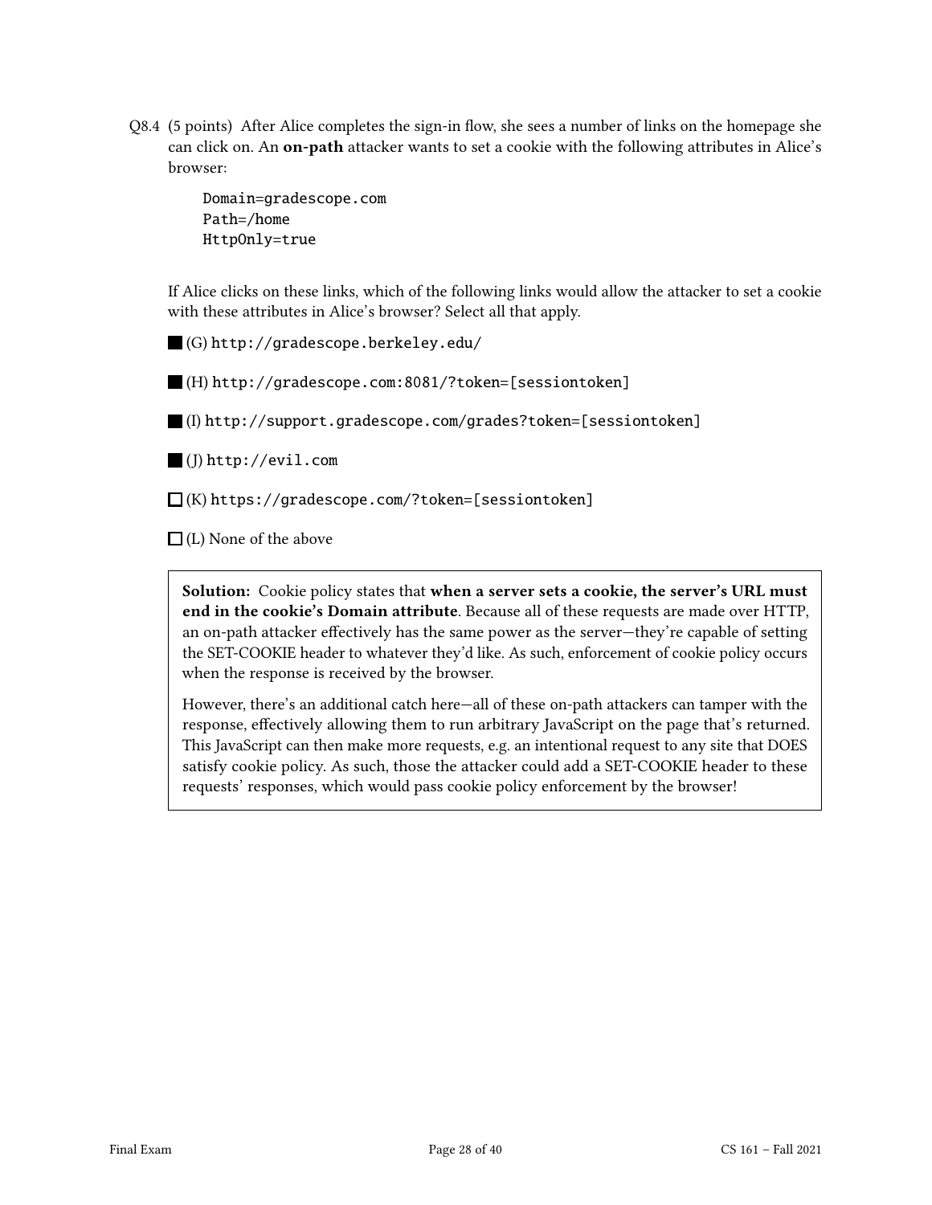Q8.4 (5 points) After Alice completes the sign-in flow, she sees a number of links on the homepage she can click on. An **on-path** attacker wants to set a cookie with the following attributes in Alice's browser:

```
Domain=gradescope.com
Path=/home
HttpOnly=true
```

If Alice clicks on these links, which of the following links would allow the attacker to set a cookie with these attributes in Alice's browser? Select all that apply.

■ (G) `http://gradescope.berkeley.edu/`

■ (H) `http://gradescope.com:8081/?token=[sessiontoken]`

■ (I) `http://support.gradescope.com/grades?token=[sessiontoken]`

■ (J) `http://evil.com`

☐ (K) `https://gradescope.com/?token=[sessiontoken]`

☐ (L) None of the above

**Solution:** Cookie policy states that **when a server sets a cookie, the server's URL must end in the cookie's Domain attribute**. Because all of these requests are made over HTTP, an on-path attacker effectively has the same power as the server—they're capable of setting the SET-COOKIE header to whatever they'd like. As such, enforcement of cookie policy occurs when the response is received by the browser.

However, there's an additional catch here—all of these on-path attackers can tamper with the response, effectively allowing them to run arbitrary JavaScript on the page that's returned. This JavaScript can then make more requests, e.g. an intentional request to any site that DOES satisfy cookie policy. As such, those the attacker could add a SET-COOKIE header to these requests' responses, which would pass cookie policy enforcement by the browser!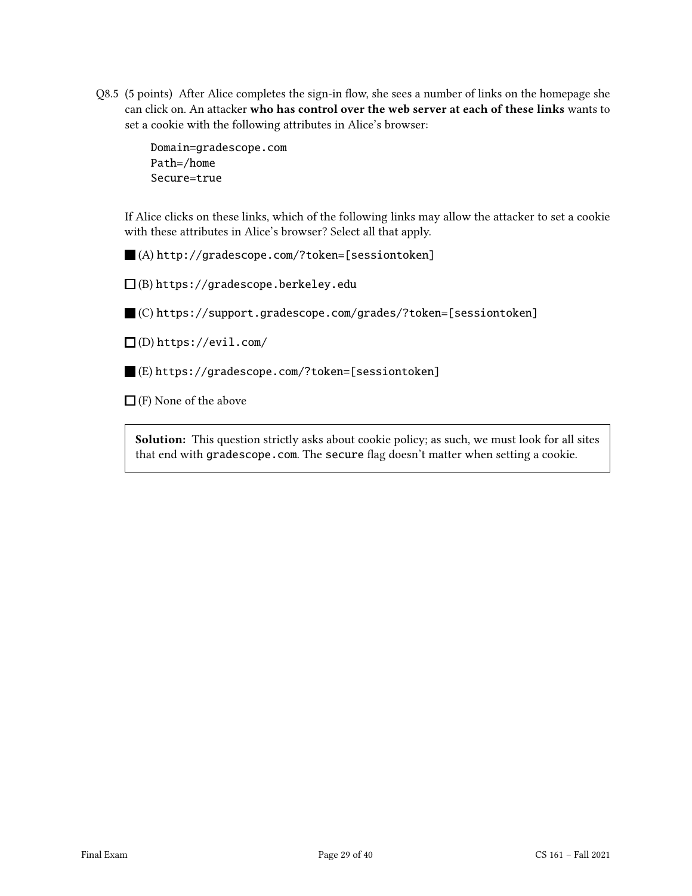Q8.5 (5 points) After Alice completes the sign-in flow, she sees a number of links on the homepage she can click on. An attacker **who has control over the web server at each of these links** wants to set a cookie with the following attributes in Alice's browser:

```
Domain=gradescope.com
Path=/home
Secure=true
```

If Alice clicks on these links, which of the following links may allow the attacker to set a cookie with these attributes in Alice's browser? Select all that apply.

■ (A) `http://gradescope.com/?token=[sessiontoken]`

☐ (B) `https://gradescope.berkeley.edu`

■ (C) `https://support.gradescope.com/grades/?token=[sessiontoken]`

☐ (D) `https://evil.com/`

■ (E) `https://gradescope.com/?token=[sessiontoken]`

☐ (F) None of the above

> **Solution:** This question strictly asks about cookie policy; as such, we must look for all sites that end with `gradescope.com`. The `secure` flag doesn't matter when setting a cookie.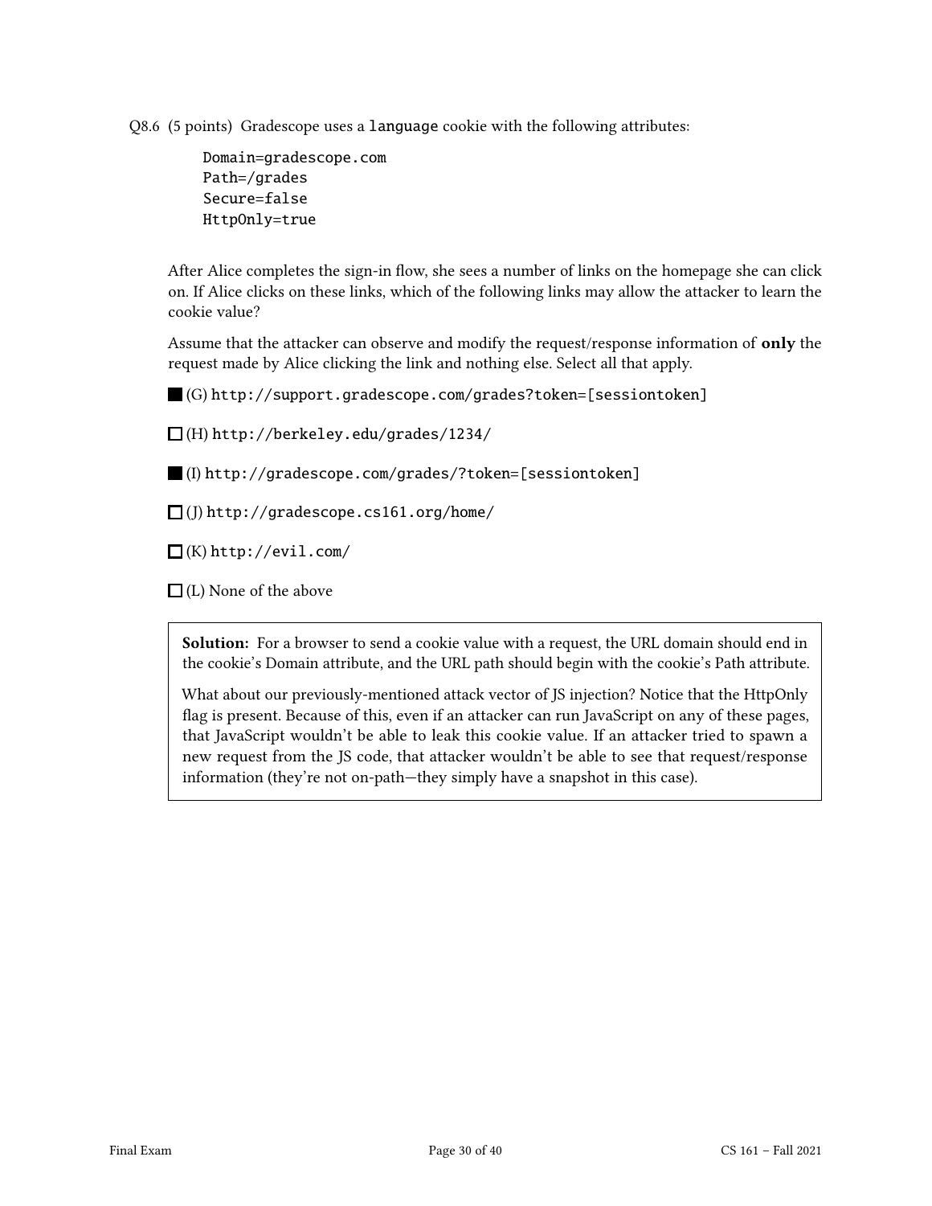Q8.6 (5 points) Gradescope uses a language cookie with the following attributes:

```
Domain=gradescope.com
Path=/grades
Secure=false
HttpOnly=true
```

After Alice completes the sign-in flow, she sees a number of links on the homepage she can click on. If Alice clicks on these links, which of the following links may allow the attacker to learn the cookie value?

Assume that the attacker can observe and modify the request/response information of **only** the request made by Alice clicking the link and nothing else. Select all that apply.

- [x] (G) `http://support.gradescope.com/grades?token=[sessiontoken]`
- [ ] (H) `http://berkeley.edu/grades/1234/`
- [x] (I) `http://gradescope.com/grades/?token=[sessiontoken]`
- [ ] (J) `http://gradescope.cs161.org/home/`
- [ ] (K) `http://evil.com/`
- [ ] (L) None of the above

**Solution:** For a browser to send a cookie value with a request, the URL domain should end in the cookie's Domain attribute, and the URL path should begin with the cookie's Path attribute.

What about our previously-mentioned attack vector of JS injection? Notice that the HttpOnly flag is present. Because of this, even if an attacker can run JavaScript on any of these pages, that JavaScript wouldn't be able to leak this cookie value. If an attacker tried to spawn a new request from the JS code, that attacker wouldn't be able to see that request/response information (they're not on-path—they simply have a snapshot in this case).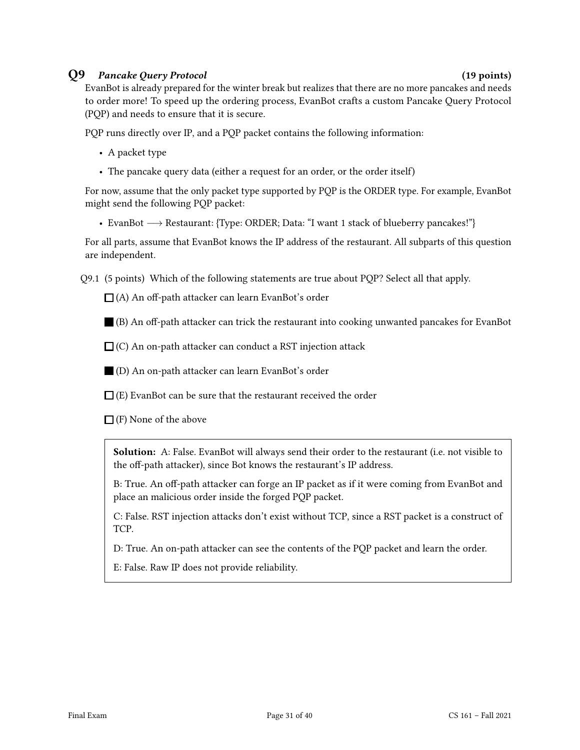## Q9 *Pancake Query Protocol* (19 points)

EvanBot is already prepared for the winter break but realizes that there are no more pancakes and needs to order more! To speed up the ordering process, EvanBot crafts a custom Pancake Query Protocol (PQP) and needs to ensure that it is secure.

PQP runs directly over IP, and a PQP packet contains the following information:

- A packet type
- The pancake query data (either a request for an order, or the order itself)

For now, assume that the only packet type supported by PQP is the ORDER type. For example, EvanBot might send the following PQP packet:

- EvanBot $\longrightarrow$ Restaurant: {Type: ORDER; Data: "I want 1 stack of blueberry pancakes!"}

For all parts, assume that EvanBot knows the IP address of the restaurant. All subparts of this question are independent.

Q9.1 (5 points) Which of the following statements are true about PQP? Select all that apply.

☐ (A) An off-path attacker can learn EvanBot's order

■ (B) An off-path attacker can trick the restaurant into cooking unwanted pancakes for EvanBot

☐ (C) An on-path attacker can conduct a RST injection attack

■ (D) An on-path attacker can learn EvanBot's order

☐ (E) EvanBot can be sure that the restaurant received the order

☐ (F) None of the above

**Solution:** A: False. EvanBot will always send their order to the restaurant (i.e. not visible to the off-path attacker), since Bot knows the restaurant's IP address.

B: True. An off-path attacker can forge an IP packet as if it were coming from EvanBot and place an malicious order inside the forged PQP packet.

C: False. RST injection attacks don't exist without TCP, since a RST packet is a construct of TCP.

D: True. An on-path attacker can see the contents of the PQP packet and learn the order.

E: False. Raw IP does not provide reliability.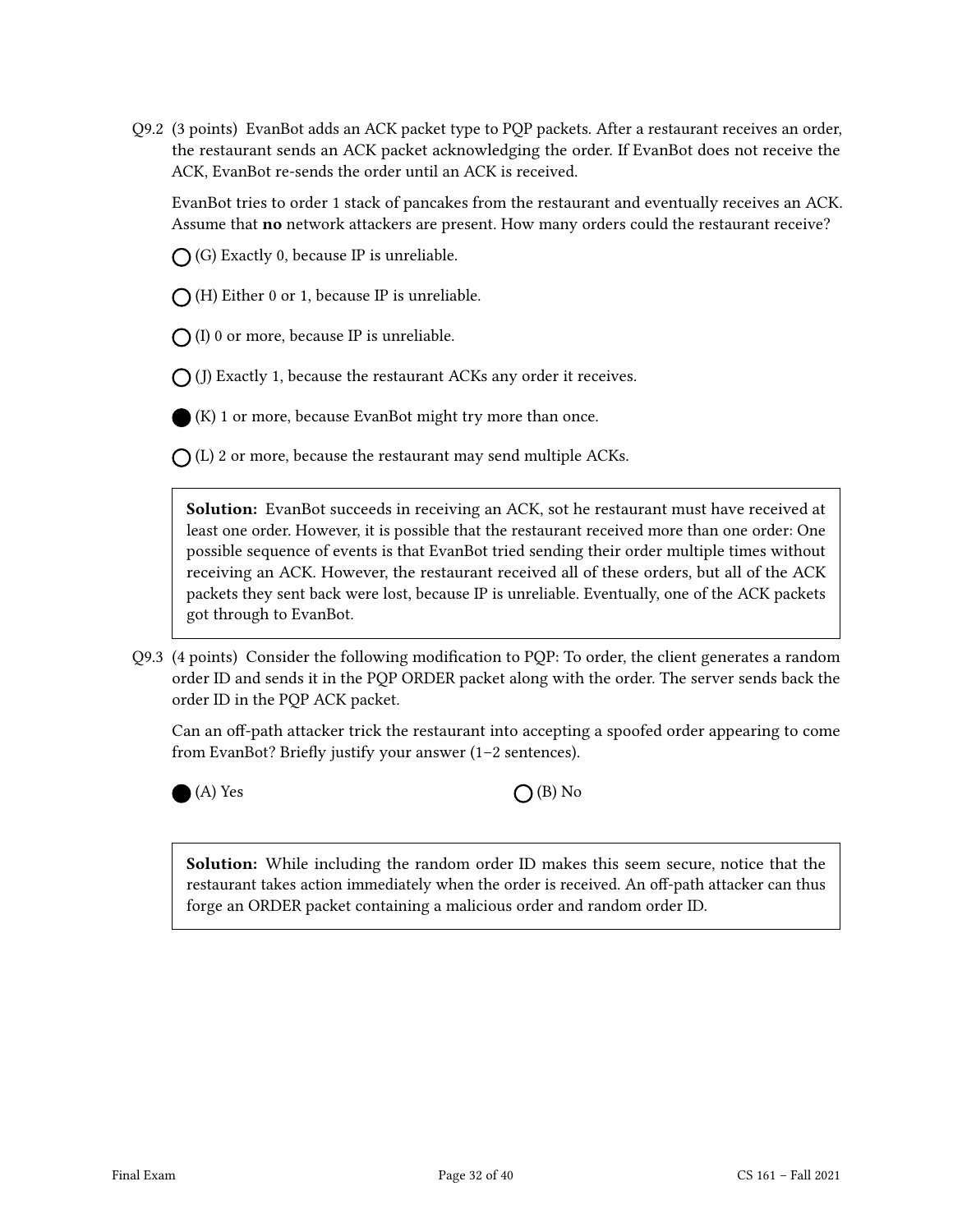Q9.2 (3 points) EvanBot adds an ACK packet type to PQP packets. After a restaurant receives an order, the restaurant sends an ACK packet acknowledging the order. If EvanBot does not receive the ACK, EvanBot re-sends the order until an ACK is received.

EvanBot tries to order 1 stack of pancakes from the restaurant and eventually receives an ACK. Assume that **no** network attackers are present. How many orders could the restaurant receive?

- ○ (G) Exactly 0, because IP is unreliable.
- ○ (H) Either 0 or 1, because IP is unreliable.
- ○ (I) 0 or more, because IP is unreliable.
- ○ (J) Exactly 1, because the restaurant ACKs any order it receives.
- ● (K) 1 or more, because EvanBot might try more than once.
- ○ (L) 2 or more, because the restaurant may send multiple ACKs.

> **Solution:** EvanBot succeeds in receiving an ACK, sot he restaurant must have received at least one order. However, it is possible that the restaurant received more than one order: One possible sequence of events is that EvanBot tried sending their order multiple times without receiving an ACK. However, the restaurant received all of these orders, but all of the ACK packets they sent back were lost, because IP is unreliable. Eventually, one of the ACK packets got through to EvanBot.

Q9.3 (4 points) Consider the following modification to PQP: To order, the client generates a random order ID and sends it in the PQP ORDER packet along with the order. The server sends back the order ID in the PQP ACK packet.

Can an off-path attacker trick the restaurant into accepting a spoofed order appearing to come from EvanBot? Briefly justify your answer (1–2 sentences).

● (A) Yes ○ (B) No

> **Solution:** While including the random order ID makes this seem secure, notice that the restaurant takes action immediately when the order is received. An off-path attacker can thus forge an ORDER packet containing a malicious order and random order ID.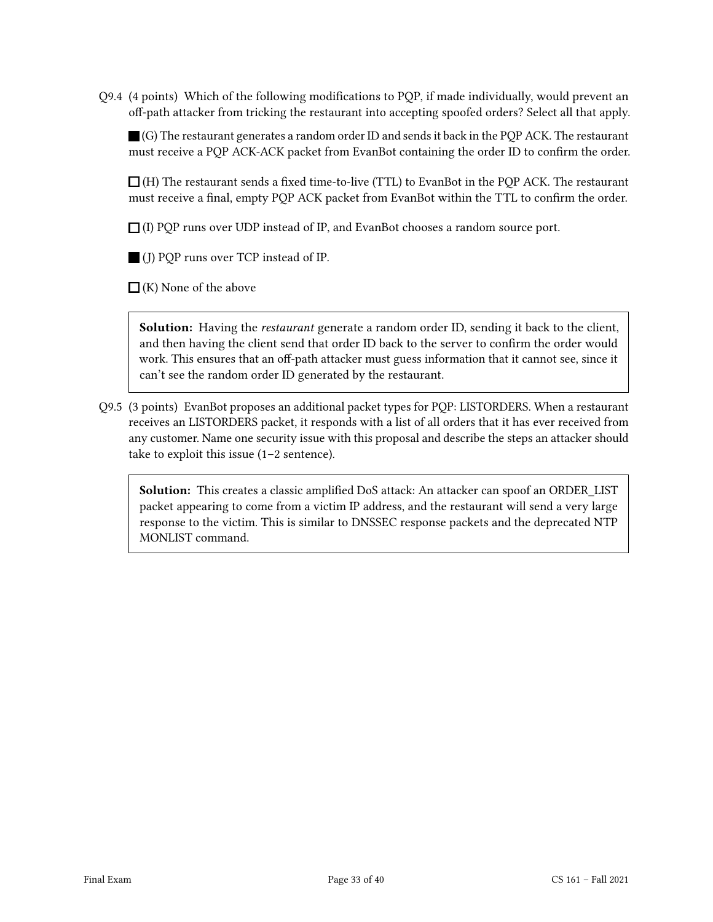Q9.4 (4 points) Which of the following modifications to PQP, if made individually, would prevent an off-path attacker from tricking the restaurant into accepting spoofed orders? Select all that apply.

■ (G) The restaurant generates a random order ID and sends it back in the PQP ACK. The restaurant must receive a PQP ACK-ACK packet from EvanBot containing the order ID to confirm the order.

☐ (H) The restaurant sends a fixed time-to-live (TTL) to EvanBot in the PQP ACK. The restaurant must receive a final, empty PQP ACK packet from EvanBot within the TTL to confirm the order.

☐ (I) PQP runs over UDP instead of IP, and EvanBot chooses a random source port.

■ (J) PQP runs over TCP instead of IP.

☐ (K) None of the above

> **Solution:** Having the *restaurant* generate a random order ID, sending it back to the client, and then having the client send that order ID back to the server to confirm the order would work. This ensures that an off-path attacker must guess information that it cannot see, since it can't see the random order ID generated by the restaurant.

Q9.5 (3 points) EvanBot proposes an additional packet types for PQP: LISTORDERS. When a restaurant receives an LISTORDERS packet, it responds with a list of all orders that it has ever received from any customer. Name one security issue with this proposal and describe the steps an attacker should take to exploit this issue (1–2 sentence).

> **Solution:** This creates a classic amplified DoS attack: An attacker can spoof an ORDER_LIST packet appearing to come from a victim IP address, and the restaurant will send a very large response to the victim. This is similar to DNSSEC response packets and the deprecated NTP MONLIST command.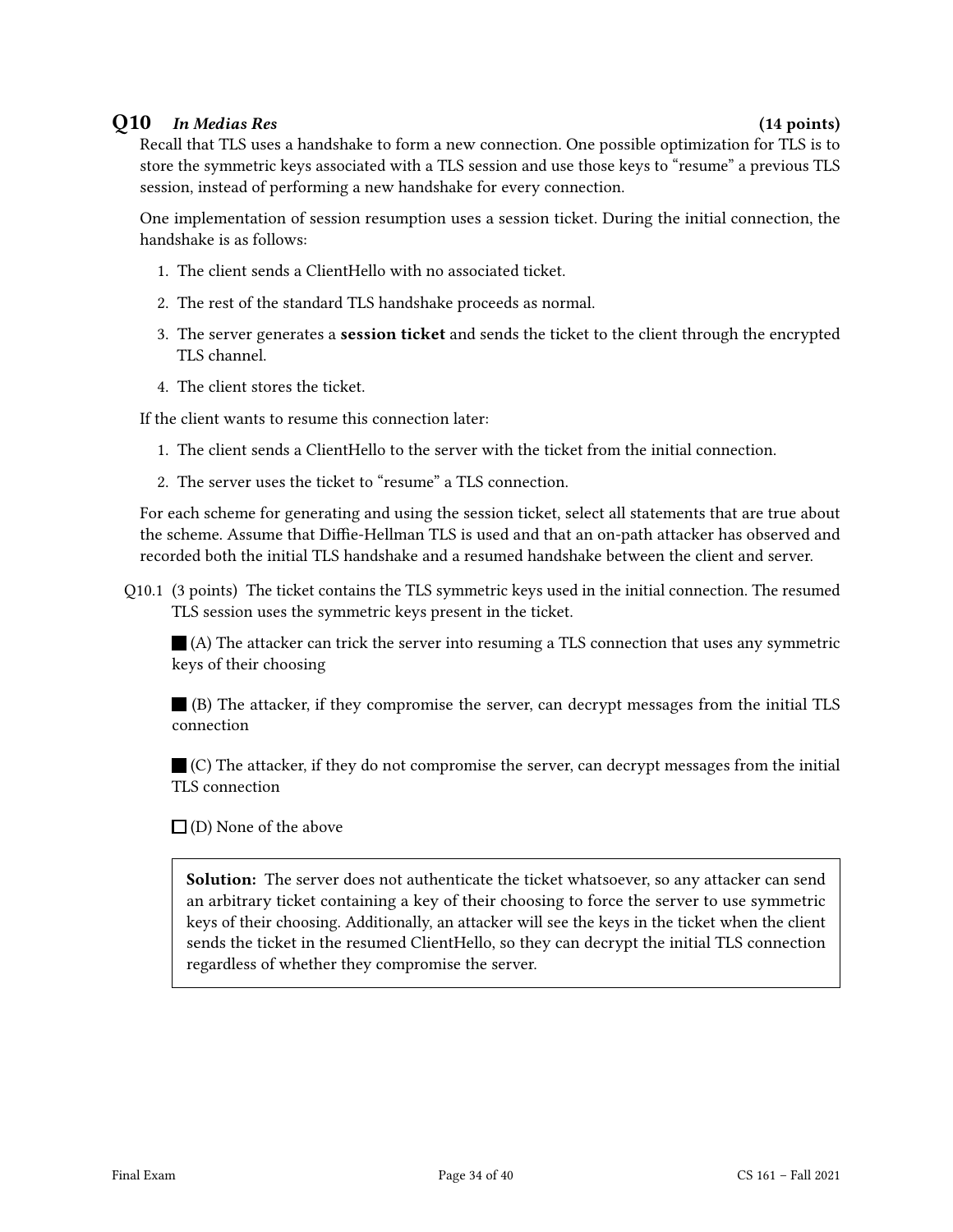## Q10 *In Medias Res* (14 points)

Recall that TLS uses a handshake to form a new connection. One possible optimization for TLS is to store the symmetric keys associated with a TLS session and use those keys to "resume" a previous TLS session, instead of performing a new handshake for every connection.

One implementation of session resumption uses a session ticket. During the initial connection, the handshake is as follows:

1. The client sends a ClientHello with no associated ticket.
2. The rest of the standard TLS handshake proceeds as normal.
3. The server generates a **session ticket** and sends the ticket to the client through the encrypted TLS channel.
4. The client stores the ticket.

If the client wants to resume this connection later:

1. The client sends a ClientHello to the server with the ticket from the initial connection.
2. The server uses the ticket to "resume" a TLS connection.

For each scheme for generating and using the session ticket, select all statements that are true about the scheme. Assume that Diffie-Hellman TLS is used and that an on-path attacker has observed and recorded both the initial TLS handshake and a resumed handshake between the client and server.

Q10.1 (3 points) The ticket contains the TLS symmetric keys used in the initial connection. The resumed TLS session uses the symmetric keys present in the ticket.

■ (A) The attacker can trick the server into resuming a TLS connection that uses any symmetric keys of their choosing

■ (B) The attacker, if they compromise the server, can decrypt messages from the initial TLS connection

■ (C) The attacker, if they do not compromise the server, can decrypt messages from the initial TLS connection

☐ (D) None of the above

> **Solution:** The server does not authenticate the ticket whatsoever, so any attacker can send an arbitrary ticket containing a key of their choosing to force the server to use symmetric keys of their choosing. Additionally, an attacker will see the keys in the ticket when the client sends the ticket in the resumed ClientHello, so they can decrypt the initial TLS connection regardless of whether they compromise the server.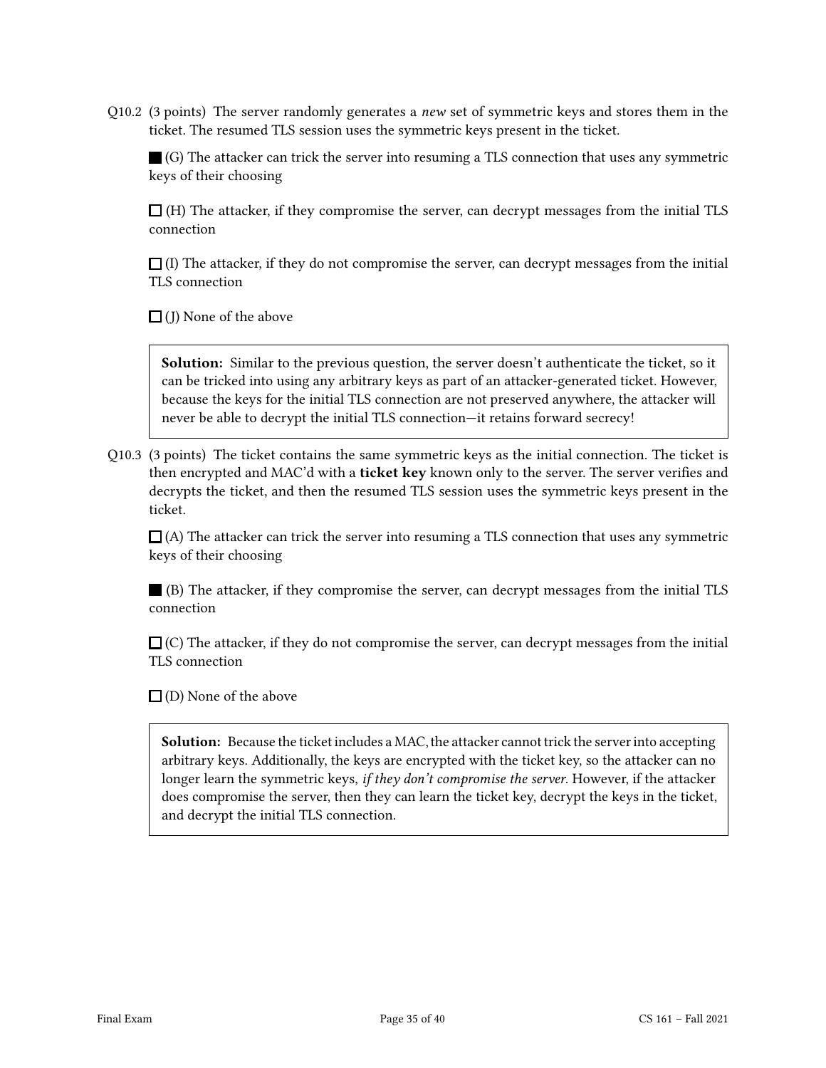Q10.2 (3 points) The server randomly generates a *new* set of symmetric keys and stores them in the ticket. The resumed TLS session uses the symmetric keys present in the ticket.

■ (G) The attacker can trick the server into resuming a TLS connection that uses any symmetric keys of their choosing

☐ (H) The attacker, if they compromise the server, can decrypt messages from the initial TLS connection

☐ (I) The attacker, if they do not compromise the server, can decrypt messages from the initial TLS connection

☐ (J) None of the above

> **Solution:** Similar to the previous question, the server doesn't authenticate the ticket, so it can be tricked into using any arbitrary keys as part of an attacker-generated ticket. However, because the keys for the initial TLS connection are not preserved anywhere, the attacker will never be able to decrypt the initial TLS connection—it retains forward secrecy!

Q10.3 (3 points) The ticket contains the same symmetric keys as the initial connection. The ticket is then encrypted and MAC'd with a **ticket key** known only to the server. The server verifies and decrypts the ticket, and then the resumed TLS session uses the symmetric keys present in the ticket.

☐ (A) The attacker can trick the server into resuming a TLS connection that uses any symmetric keys of their choosing

■ (B) The attacker, if they compromise the server, can decrypt messages from the initial TLS connection

☐ (C) The attacker, if they do not compromise the server, can decrypt messages from the initial TLS connection

☐ (D) None of the above

> **Solution:** Because the ticket includes a MAC, the attacker cannot trick the server into accepting arbitrary keys. Additionally, the keys are encrypted with the ticket key, so the attacker can no longer learn the symmetric keys, *if they don't compromise the server*. However, if the attacker does compromise the server, then they can learn the ticket key, decrypt the keys in the ticket, and decrypt the initial TLS connection.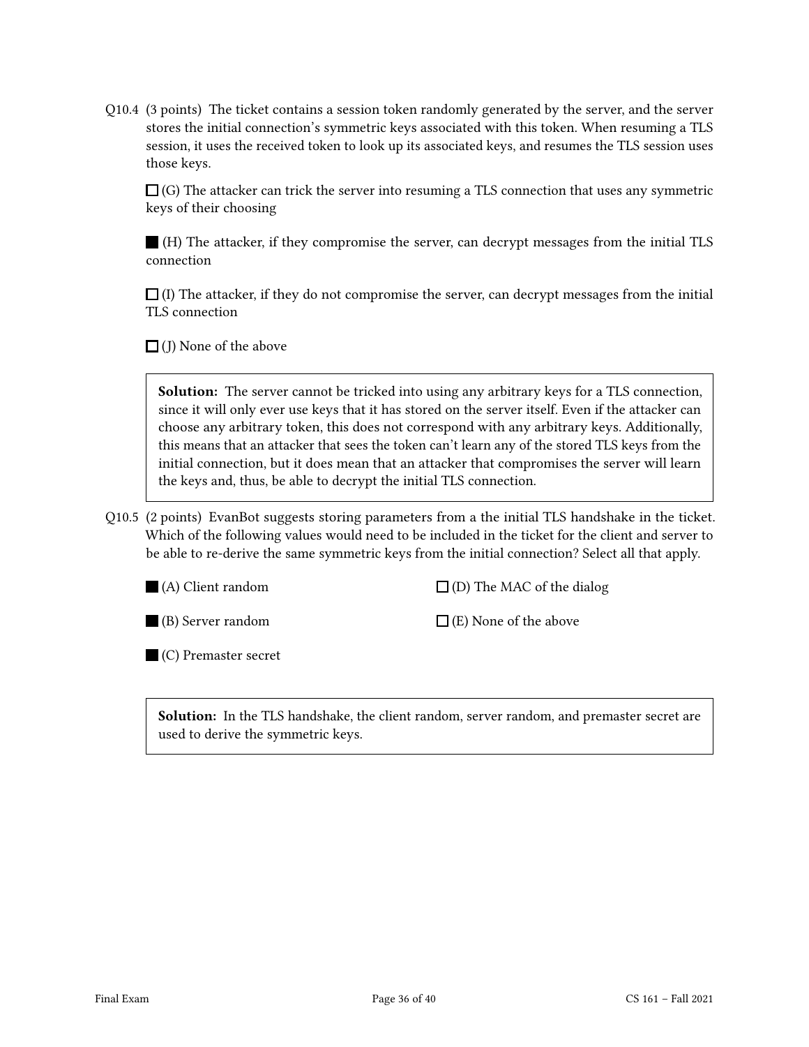Q10.4 (3 points) The ticket contains a session token randomly generated by the server, and the server stores the initial connection's symmetric keys associated with this token. When resuming a TLS session, it uses the received token to look up its associated keys, and resumes the TLS session uses those keys.

☐ (G) The attacker can trick the server into resuming a TLS connection that uses any symmetric keys of their choosing

■ (H) The attacker, if they compromise the server, can decrypt messages from the initial TLS connection

☐ (I) The attacker, if they do not compromise the server, can decrypt messages from the initial TLS connection

☐ (J) None of the above

> **Solution:** The server cannot be tricked into using any arbitrary keys for a TLS connection, since it will only ever use keys that it has stored on the server itself. Even if the attacker can choose any arbitrary token, this does not correspond with any arbitrary keys. Additionally, this means that an attacker that sees the token can't learn any of the stored TLS keys from the initial connection, but it does mean that an attacker that compromises the server will learn the keys and, thus, be able to decrypt the initial TLS connection.

Q10.5 (2 points) EvanBot suggests storing parameters from a the initial TLS handshake in the ticket. Which of the following values would need to be included in the ticket for the client and server to be able to re-derive the same symmetric keys from the initial connection? Select all that apply.

■ (A) Client random

■ (B) Server random

■ (C) Premaster secret

☐ (D) The MAC of the dialog

☐ (E) None of the above

> **Solution:** In the TLS handshake, the client random, server random, and premaster secret are used to derive the symmetric keys.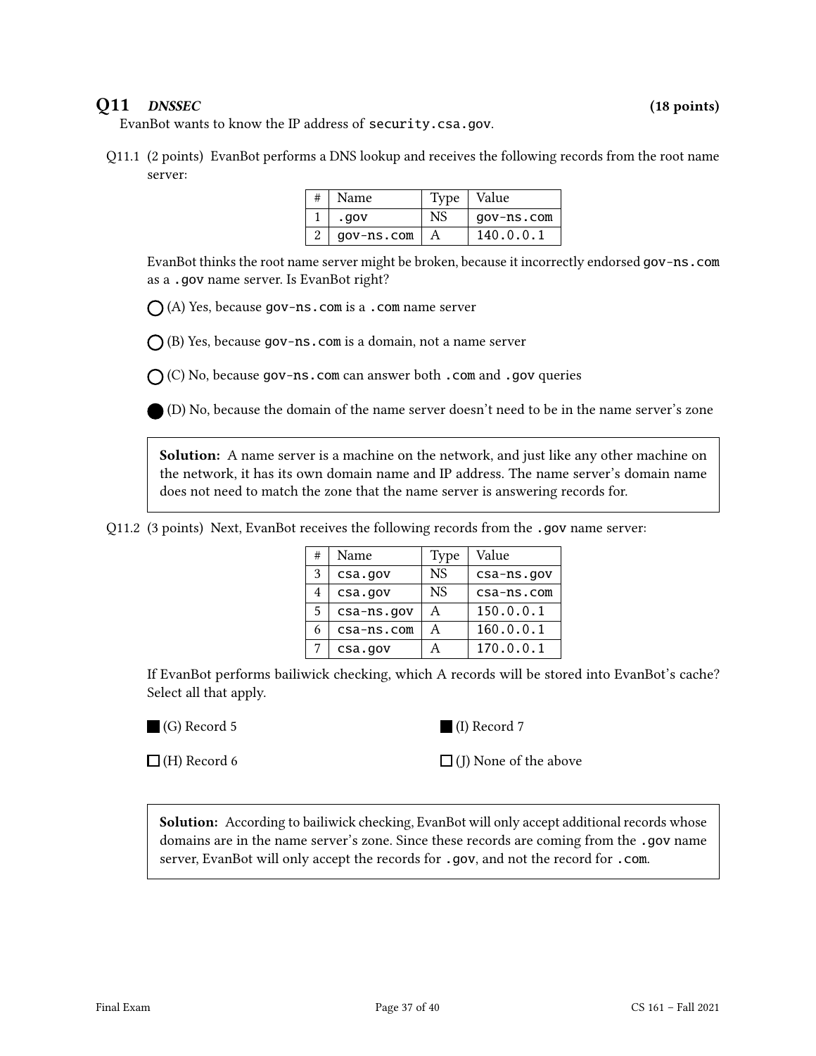## Q11 *DNSSEC* (18 points)

EvanBot wants to know the IP address of `security.csa.gov`.

Q11.1 (2 points) EvanBot performs a DNS lookup and receives the following records from the root name server:

| # | Name | Type | Value |
|---|---|---|---|
| 1 | `.gov` | NS | `gov-ns.com` |
| 2 | `gov-ns.com` | A | `140.0.0.1` |

EvanBot thinks the root name server might be broken, because it incorrectly endorsed `gov-ns.com` as a `.gov` name server. Is EvanBot right?

◯ (A) Yes, because `gov-ns.com` is a `.com` name server

◯ (B) Yes, because `gov-ns.com` is a domain, not a name server

◯ (C) No, because `gov-ns.com` can answer both `.com` and `.gov` queries

● (D) No, because the domain of the name server doesn't need to be in the name server's zone

> **Solution:** A name server is a machine on the network, and just like any other machine on the network, it has its own domain name and IP address. The name server's domain name does not need to match the zone that the name server is answering records for.

Q11.2 (3 points) Next, EvanBot receives the following records from the `.gov` name server:

| # | Name | Type | Value |
|---|---|---|---|
| 3 | `csa.gov` | NS | `csa-ns.gov` |
| 4 | `csa.gov` | NS | `csa-ns.com` |
| 5 | `csa-ns.gov` | A | `150.0.0.1` |
| 6 | `csa-ns.com` | A | `160.0.0.1` |
| 7 | `csa.gov` | A | `170.0.0.1` |

If EvanBot performs bailiwick checking, which A records will be stored into EvanBot's cache? Select all that apply.

■ (G) Record 5

□ (H) Record 6

■ (I) Record 7

□ (J) None of the above

> **Solution:** According to bailiwick checking, EvanBot will only accept additional records whose domains are in the name server's zone. Since these records are coming from the `.gov` name server, EvanBot will only accept the records for `.gov`, and not the record for `.com`.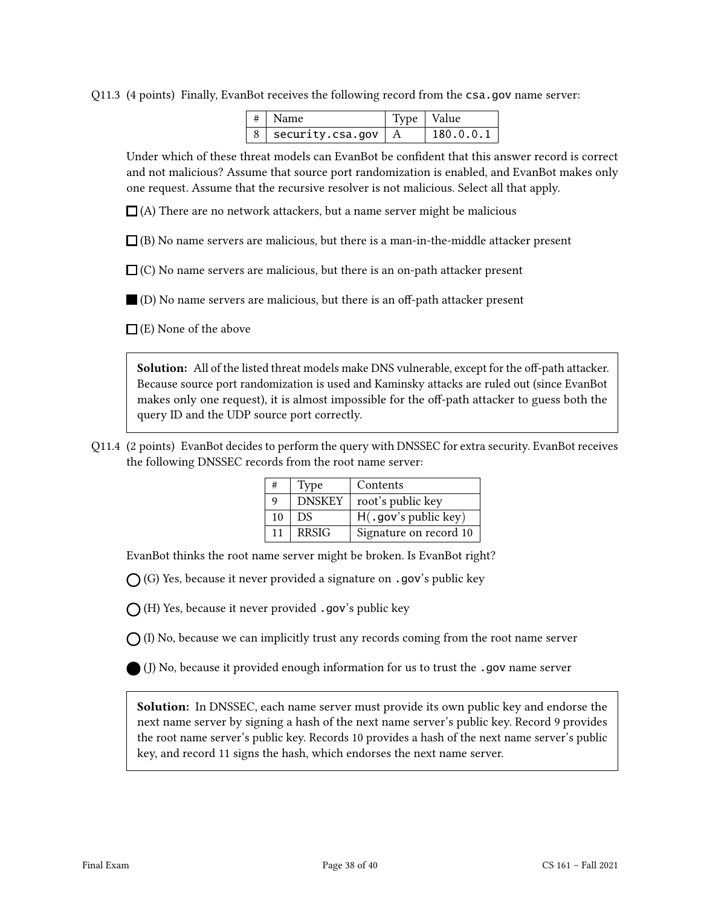Q11.3 (4 points) Finally, EvanBot receives the following record from the `csa.gov` name server:

| # | Name | Type | Value |
| --- | --- | --- | --- |
| 8 | `security.csa.gov` | A | `180.0.0.1` |

Under which of these threat models can EvanBot be confident that this answer record is correct and not malicious? Assume that source port randomization is enabled, and EvanBot makes only one request. Assume that the recursive resolver is not malicious. Select all that apply.

☐ (A) There are no network attackers, but a name server might be malicious

☐ (B) No name servers are malicious, but there is a man-in-the-middle attacker present

☐ (C) No name servers are malicious, but there is an on-path attacker present

■ (D) No name servers are malicious, but there is an off-path attacker present

☐ (E) None of the above

> **Solution:** All of the listed threat models make DNS vulnerable, except for the off-path attacker. Because source port randomization is used and Kaminsky attacks are ruled out (since EvanBot makes only one request), it is almost impossible for the off-path attacker to guess both the query ID and the UDP source port correctly.

Q11.4 (2 points) EvanBot decides to perform the query with DNSSEC for extra security. EvanBot receives the following DNSSEC records from the root name server:

| # | Type | Contents |
| --- | --- | --- |
| 9 | DNSKEY | root's public key |
| 10 | DS | H(`.gov`'s public key) |
| 11 | RRSIG | Signature on record 10 |

EvanBot thinks the root name server might be broken. Is EvanBot right?

◯ (G) Yes, because it never provided a signature on `.gov`'s public key

◯ (H) Yes, because it never provided `.gov`'s public key

◯ (I) No, because we can implicitly trust any records coming from the root name server

● (J) No, because it provided enough information for us to trust the `.gov` name server

> **Solution:** In DNSSEC, each name server must provide its own public key and endorse the next name server by signing a hash of the next name server's public key. Record 9 provides the root name server's public key. Records 10 provides a hash of the next name server's public key, and record 11 signs the hash, which endorses the next name server.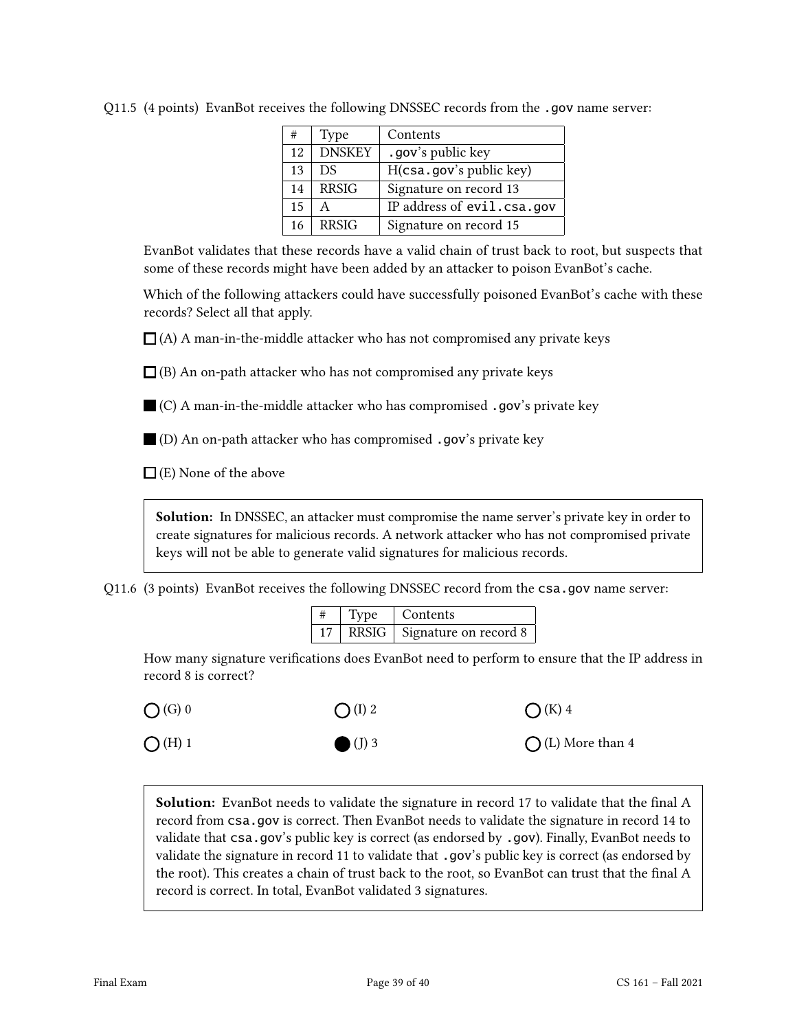Q11.5 (4 points) EvanBot receives the following DNSSEC records from the `.gov` name server:

| # | Type | Contents |
|---|---|---|
| 12 | DNSKEY | `.gov`'s public key |
| 13 | DS | H(`csa.gov`'s public key) |
| 14 | RRSIG | Signature on record 13 |
| 15 | A | IP address of `evil.csa.gov` |
| 16 | RRSIG | Signature on record 15 |

EvanBot validates that these records have a valid chain of trust back to root, but suspects that some of these records might have been added by an attacker to poison EvanBot's cache.

Which of the following attackers could have successfully poisoned EvanBot's cache with these records? Select all that apply.

☐ (A) A man-in-the-middle attacker who has not compromised any private keys

☐ (B) An on-path attacker who has not compromised any private keys

■ (C) A man-in-the-middle attacker who has compromised `.gov`'s private key

■ (D) An on-path attacker who has compromised `.gov`'s private key

☐ (E) None of the above

> **Solution:** In DNSSEC, an attacker must compromise the name server's private key in order to create signatures for malicious records. A network attacker who has not compromised private keys will not be able to generate valid signatures for malicious records.

Q11.6 (3 points) EvanBot receives the following DNSSEC record from the `csa.gov` name server:

| # | Type | Contents |
|---|---|---|
| 17 | RRSIG | Signature on record 8 |

How many signature verifications does EvanBot need to perform to ensure that the IP address in record 8 is correct?

○ (G) 0

○ (H) 1

○ (I) 2

● (J) 3

○ (K) 4

○ (L) More than 4

> **Solution:** EvanBot needs to validate the signature in record 17 to validate that the final A record from `csa.gov` is correct. Then EvanBot needs to validate the signature in record 14 to validate that `csa.gov`'s public key is correct (as endorsed by `.gov`). Finally, EvanBot needs to validate the signature in record 11 to validate that `.gov`'s public key is correct (as endorsed by the root). This creates a chain of trust back to the root, so EvanBot can trust that the final A record is correct. In total, EvanBot validated 3 signatures.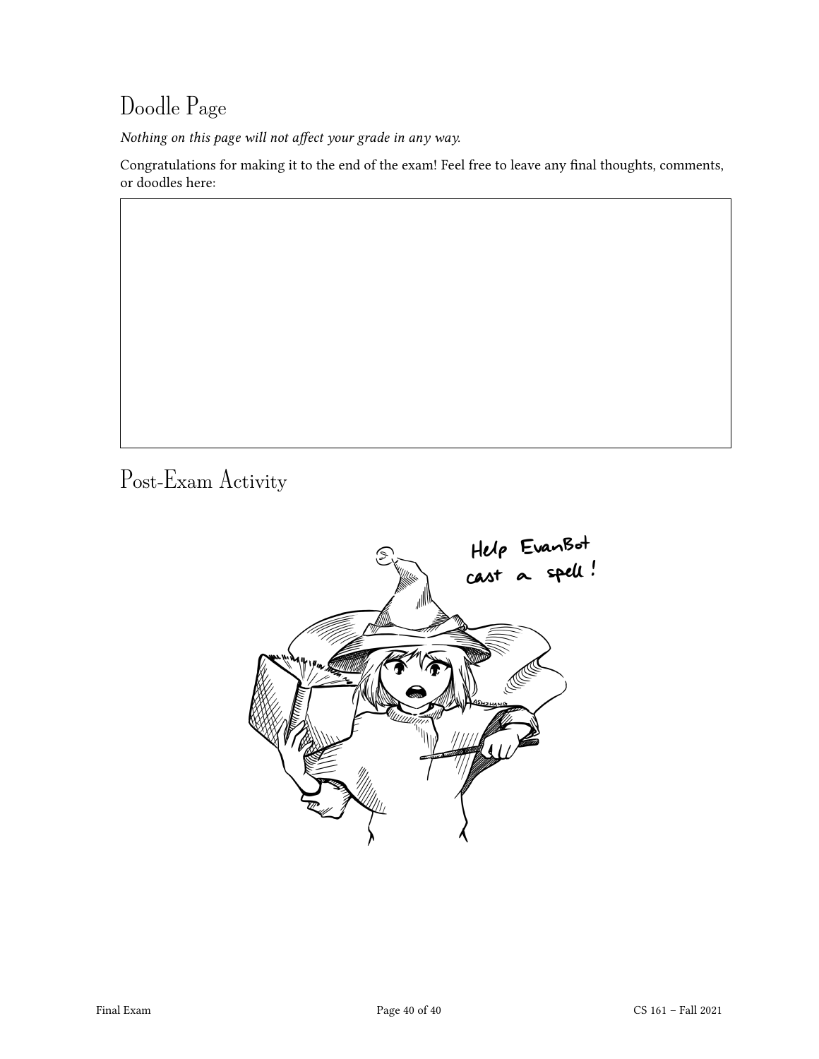# Doodle Page

*Nothing on this page will not affect your grade in any way.*

Congratulations for making it to the end of the exam! Feel free to leave any final thoughts, comments, or doodles here:

# Post-Exam Activity